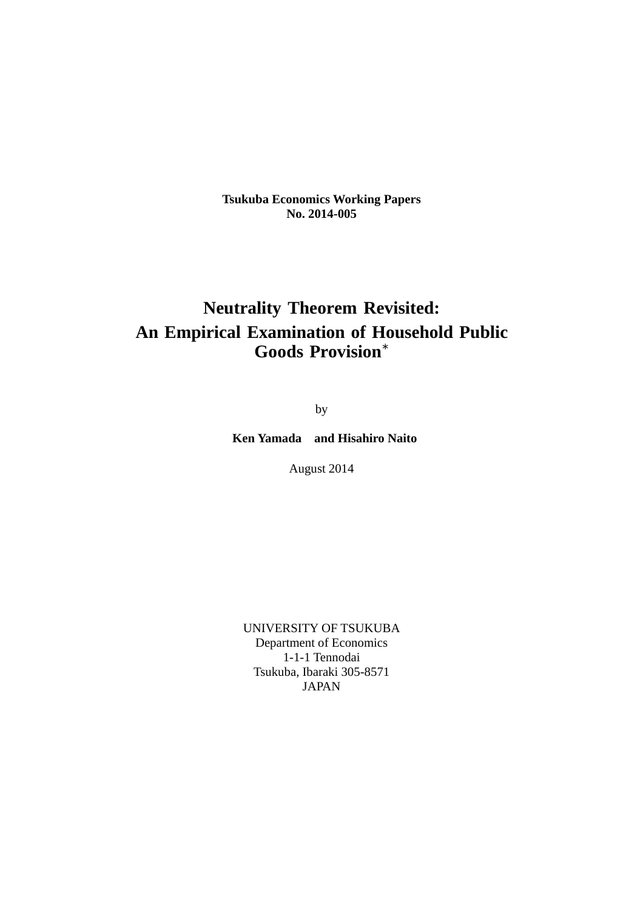**Tsukuba Economics Working Papers**
**No. 2014-005**

# Neutrality Theorem Revisited: An Empirical Examination of Household Public Goods Provision*

by

**Ken Yamada and Hisahiro Naito**

August 2014

UNIVERSITY OF TSUKUBA
Department of Economics
1-1-1 Tennodai
Tsukuba, Ibaraki 305-8571
JAPAN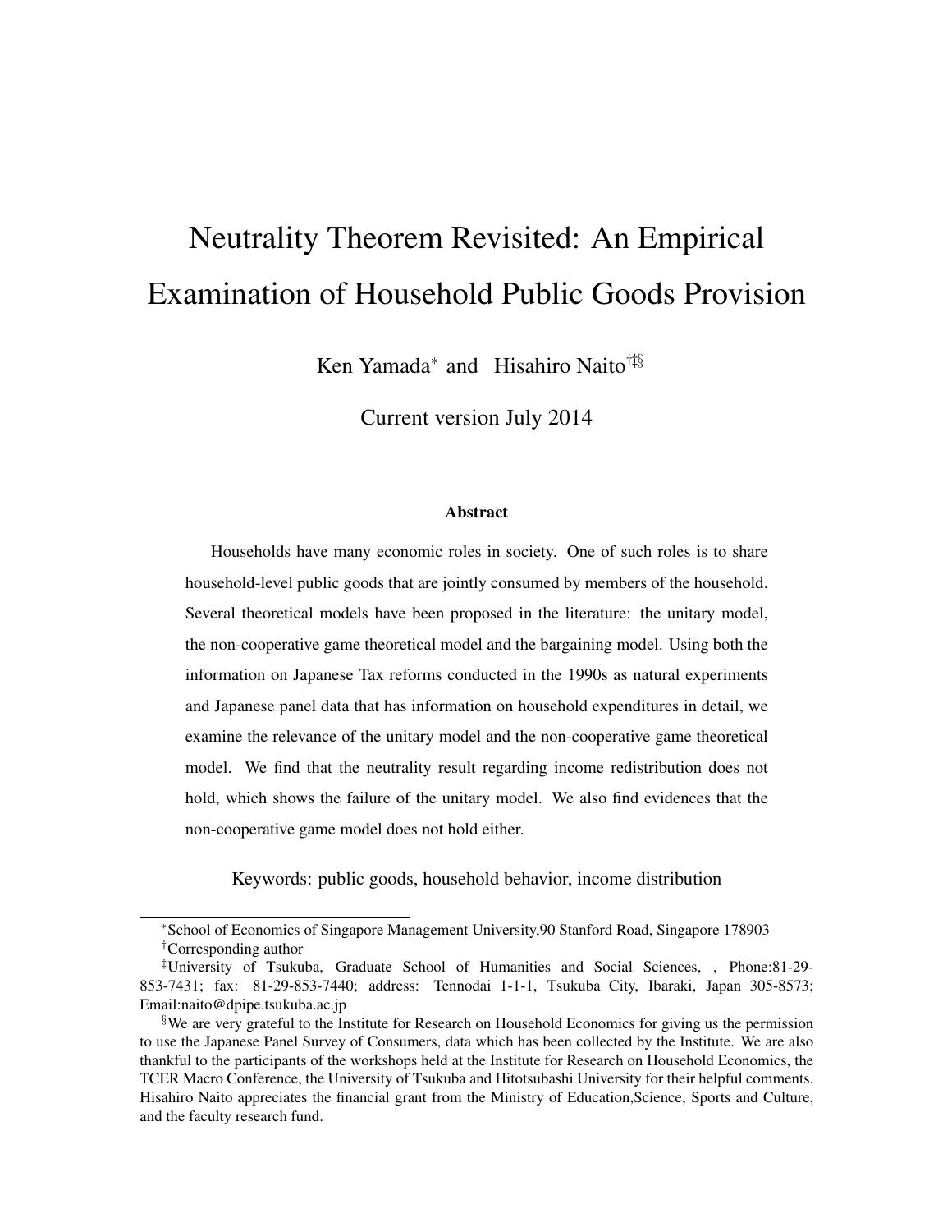# Neutrality Theorem Revisited: An Empirical Examination of Household Public Goods Provision

Ken Yamada[*] and Hisahiro Naito[†‡§]

Current version July 2014

### Abstract

Households have many economic roles in society. One of such roles is to share household-level public goods that are jointly consumed by members of the household. Several theoretical models have been proposed in the literature: the unitary model, the non-cooperative game theoretical model and the bargaining model. Using both the information on Japanese Tax reforms conducted in the 1990s as natural experiments and Japanese panel data that has information on household expenditures in detail, we examine the relevance of the unitary model and the non-cooperative game theoretical model. We find that the neutrality result regarding income redistribution does not hold, which shows the failure of the unitary model. We also find evidences that the non-cooperative game model does not hold either.

Keywords: public goods, household behavior, income distribution

---

[*] School of Economics of Singapore Management University,90 Stanford Road, Singapore 178903

[†] Corresponding author

[‡] University of Tsukuba, Graduate School of Humanities and Social Sciences, , Phone:81-29-853-7431; fax: 81-29-853-7440; address: Tennodai 1-1-1, Tsukuba City, Ibaraki, Japan 305-8573; Email:naito@dpipe.tsukuba.ac.jp

[§] We are very grateful to the Institute for Research on Household Economics for giving us the permission to use the Japanese Panel Survey of Consumers, data which has been collected by the Institute. We are also thankful to the participants of the workshops held at the Institute for Research on Household Economics, the TCER Macro Conference, the University of Tsukuba and Hitotsubashi University for their helpful comments. Hisahiro Naito appreciates the financial grant from the Ministry of Education,Science, Sports and Culture, and the faculty research fund.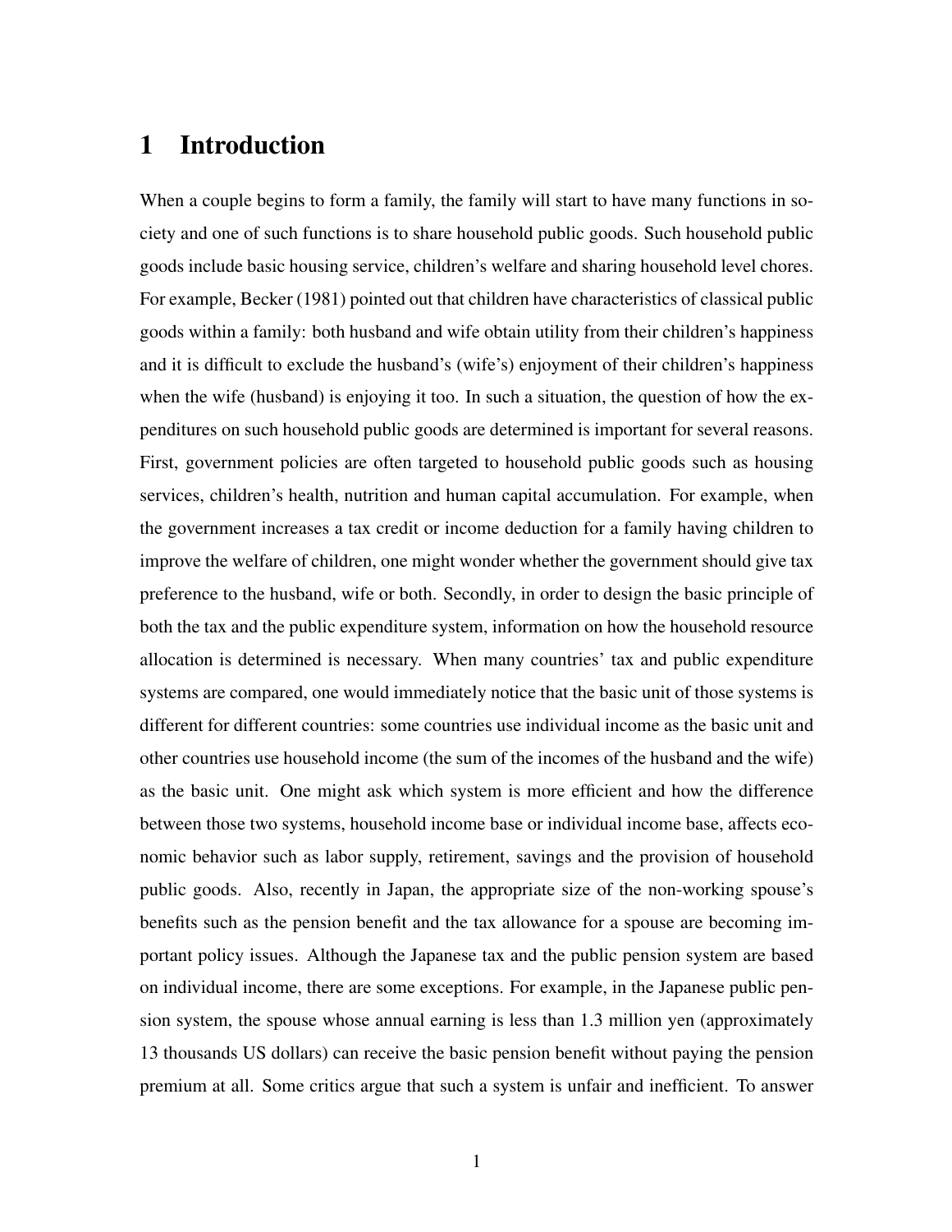# 1 Introduction

When a couple begins to form a family, the family will start to have many functions in society and one of such functions is to share household public goods. Such household public goods include basic housing service, children's welfare and sharing household level chores. For example, Becker (1981) pointed out that children have characteristics of classical public goods within a family: both husband and wife obtain utility from their children's happiness and it is difficult to exclude the husband's (wife's) enjoyment of their children's happiness when the wife (husband) is enjoying it too. In such a situation, the question of how the expenditures on such household public goods are determined is important for several reasons. First, government policies are often targeted to household public goods such as housing services, children's health, nutrition and human capital accumulation. For example, when the government increases a tax credit or income deduction for a family having children to improve the welfare of children, one might wonder whether the government should give tax preference to the husband, wife or both. Secondly, in order to design the basic principle of both the tax and the public expenditure system, information on how the household resource allocation is determined is necessary. When many countries' tax and public expenditure systems are compared, one would immediately notice that the basic unit of those systems is different for different countries: some countries use individual income as the basic unit and other countries use household income (the sum of the incomes of the husband and the wife) as the basic unit. One might ask which system is more efficient and how the difference between those two systems, household income base or individual income base, affects economic behavior such as labor supply, retirement, savings and the provision of household public goods. Also, recently in Japan, the appropriate size of the non-working spouse's benefits such as the pension benefit and the tax allowance for a spouse are becoming important policy issues. Although the Japanese tax and the public pension system are based on individual income, there are some exceptions. For example, in the Japanese public pension system, the spouse whose annual earning is less than 1.3 million yen (approximately 13 thousands US dollars) can receive the basic pension benefit without paying the pension premium at all. Some critics argue that such a system is unfair and inefficient. To answer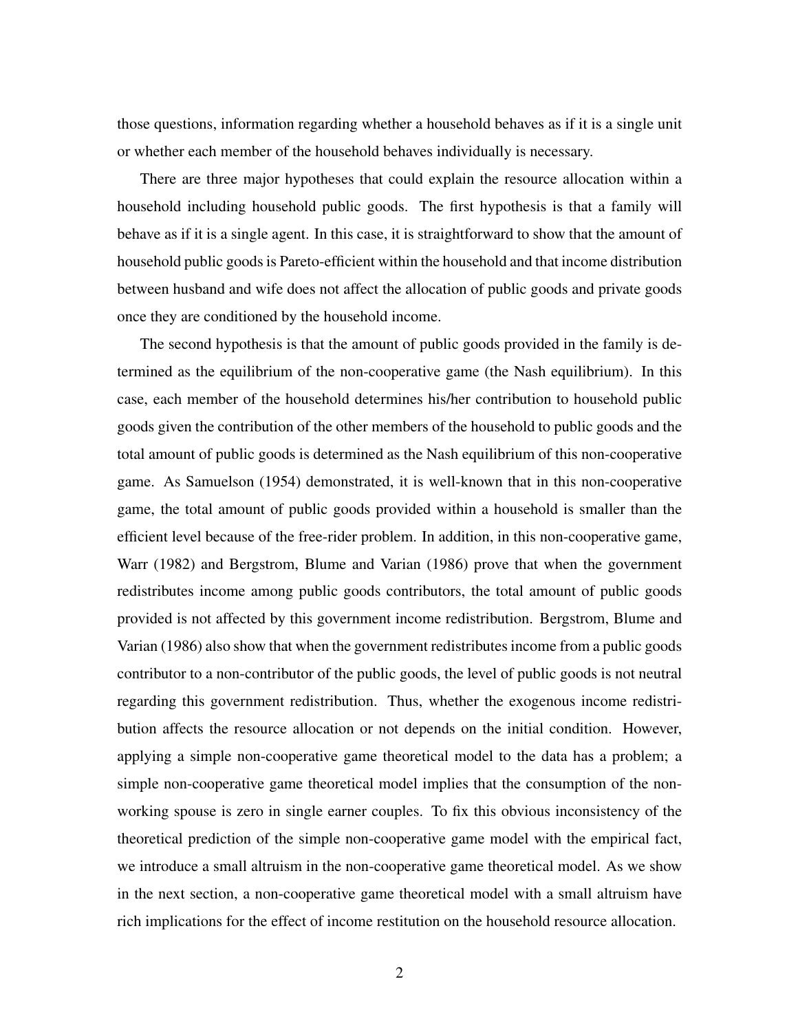those questions, information regarding whether a household behaves as if it is a single unit or whether each member of the household behaves individually is necessary.

There are three major hypotheses that could explain the resource allocation within a household including household public goods. The first hypothesis is that a family will behave as if it is a single agent. In this case, it is straightforward to show that the amount of household public goods is Pareto-efficient within the household and that income distribution between husband and wife does not affect the allocation of public goods and private goods once they are conditioned by the household income.

The second hypothesis is that the amount of public goods provided in the family is determined as the equilibrium of the non-cooperative game (the Nash equilibrium). In this case, each member of the household determines his/her contribution to household public goods given the contribution of the other members of the household to public goods and the total amount of public goods is determined as the Nash equilibrium of this non-cooperative game. As Samuelson (1954) demonstrated, it is well-known that in this non-cooperative game, the total amount of public goods provided within a household is smaller than the efficient level because of the free-rider problem. In addition, in this non-cooperative game, Warr (1982) and Bergstrom, Blume and Varian (1986) prove that when the government redistributes income among public goods contributors, the total amount of public goods provided is not affected by this government income redistribution. Bergstrom, Blume and Varian (1986) also show that when the government redistributes income from a public goods contributor to a non-contributor of the public goods, the level of public goods is not neutral regarding this government redistribution. Thus, whether the exogenous income redistribution affects the resource allocation or not depends on the initial condition. However, applying a simple non-cooperative game theoretical model to the data has a problem; a simple non-cooperative game theoretical model implies that the consumption of the non-working spouse is zero in single earner couples. To fix this obvious inconsistency of the theoretical prediction of the simple non-cooperative game model with the empirical fact, we introduce a small altruism in the non-cooperative game theoretical model. As we show in the next section, a non-cooperative game theoretical model with a small altruism have rich implications for the effect of income restitution on the household resource allocation.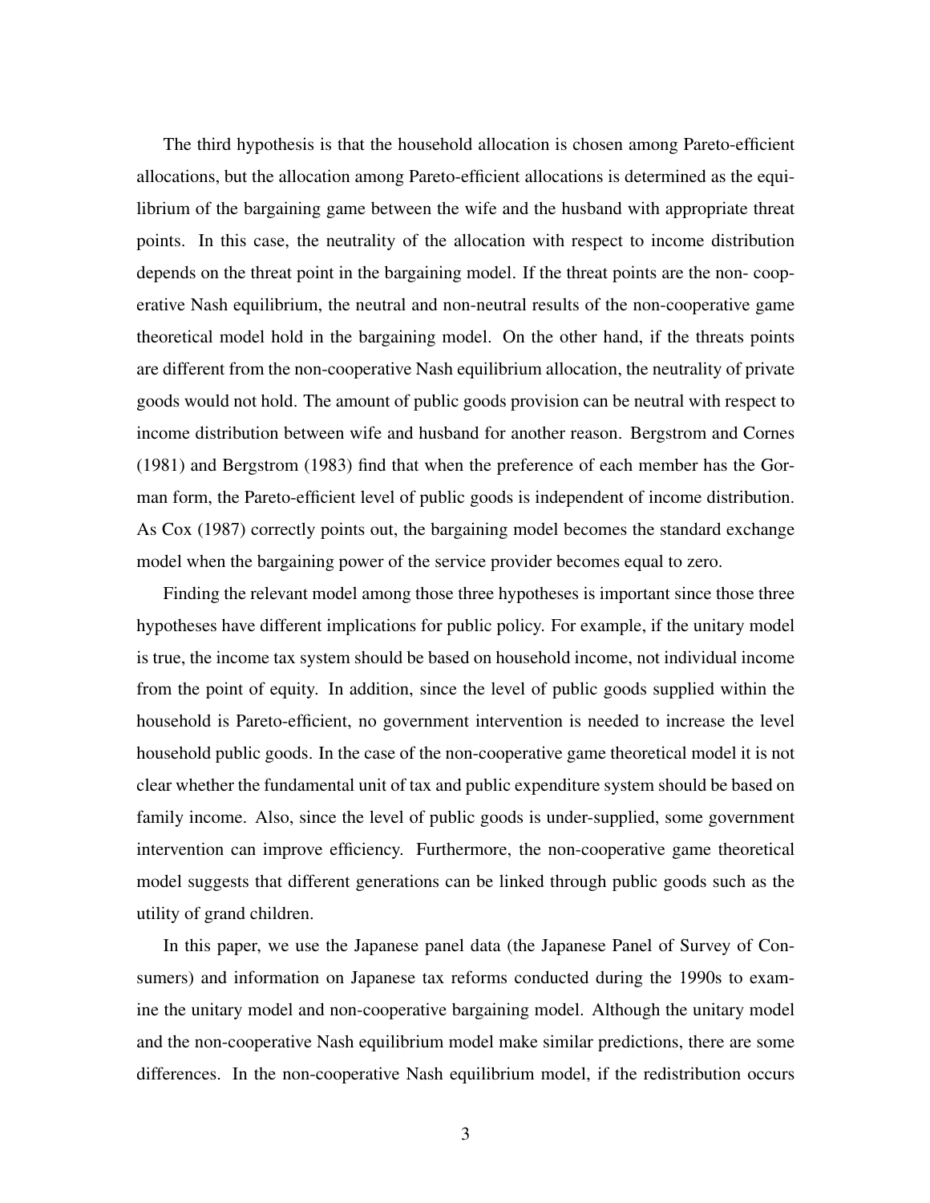The third hypothesis is that the household allocation is chosen among Pareto-efficient allocations, but the allocation among Pareto-efficient allocations is determined as the equilibrium of the bargaining game between the wife and the husband with appropriate threat points. In this case, the neutrality of the allocation with respect to income distribution depends on the threat point in the bargaining model. If the threat points are the non- cooperative Nash equilibrium, the neutral and non-neutral results of the non-cooperative game theoretical model hold in the bargaining model. On the other hand, if the threats points are different from the non-cooperative Nash equilibrium allocation, the neutrality of private goods would not hold. The amount of public goods provision can be neutral with respect to income distribution between wife and husband for another reason. Bergstrom and Cornes (1981) and Bergstrom (1983) find that when the preference of each member has the Gorman form, the Pareto-efficient level of public goods is independent of income distribution. As Cox (1987) correctly points out, the bargaining model becomes the standard exchange model when the bargaining power of the service provider becomes equal to zero.

Finding the relevant model among those three hypotheses is important since those three hypotheses have different implications for public policy. For example, if the unitary model is true, the income tax system should be based on household income, not individual income from the point of equity. In addition, since the level of public goods supplied within the household is Pareto-efficient, no government intervention is needed to increase the level household public goods. In the case of the non-cooperative game theoretical model it is not clear whether the fundamental unit of tax and public expenditure system should be based on family income. Also, since the level of public goods is under-supplied, some government intervention can improve efficiency. Furthermore, the non-cooperative game theoretical model suggests that different generations can be linked through public goods such as the utility of grand children.

In this paper, we use the Japanese panel data (the Japanese Panel of Survey of Consumers) and information on Japanese tax reforms conducted during the 1990s to examine the unitary model and non-cooperative bargaining model. Although the unitary model and the non-cooperative Nash equilibrium model make similar predictions, there are some differences. In the non-cooperative Nash equilibrium model, if the redistribution occurs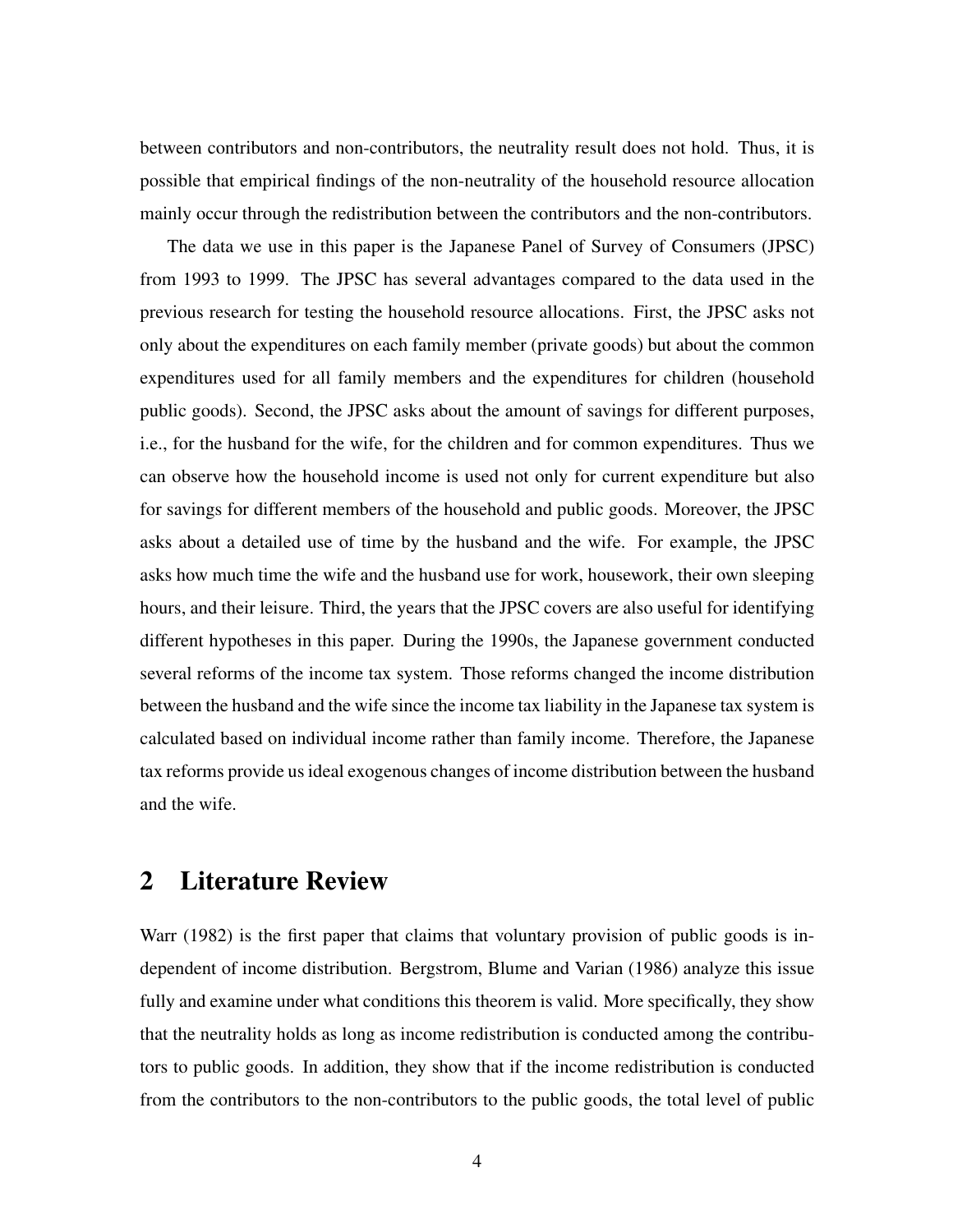between contributors and non-contributors, the neutrality result does not hold. Thus, it is possible that empirical findings of the non-neutrality of the household resource allocation mainly occur through the redistribution between the contributors and the non-contributors.

The data we use in this paper is the Japanese Panel of Survey of Consumers (JPSC) from 1993 to 1999. The JPSC has several advantages compared to the data used in the previous research for testing the household resource allocations. First, the JPSC asks not only about the expenditures on each family member (private goods) but about the common expenditures used for all family members and the expenditures for children (household public goods). Second, the JPSC asks about the amount of savings for different purposes, i.e., for the husband for the wife, for the children and for common expenditures. Thus we can observe how the household income is used not only for current expenditure but also for savings for different members of the household and public goods. Moreover, the JPSC asks about a detailed use of time by the husband and the wife. For example, the JPSC asks how much time the wife and the husband use for work, housework, their own sleeping hours, and their leisure. Third, the years that the JPSC covers are also useful for identifying different hypotheses in this paper. During the 1990s, the Japanese government conducted several reforms of the income tax system. Those reforms changed the income distribution between the husband and the wife since the income tax liability in the Japanese tax system is calculated based on individual income rather than family income. Therefore, the Japanese tax reforms provide us ideal exogenous changes of income distribution between the husband and the wife.

## 2 Literature Review

Warr (1982) is the first paper that claims that voluntary provision of public goods is independent of income distribution. Bergstrom, Blume and Varian (1986) analyze this issue fully and examine under what conditions this theorem is valid. More specifically, they show that the neutrality holds as long as income redistribution is conducted among the contributors to public goods. In addition, they show that if the income redistribution is conducted from the contributors to the non-contributors to the public goods, the total level of public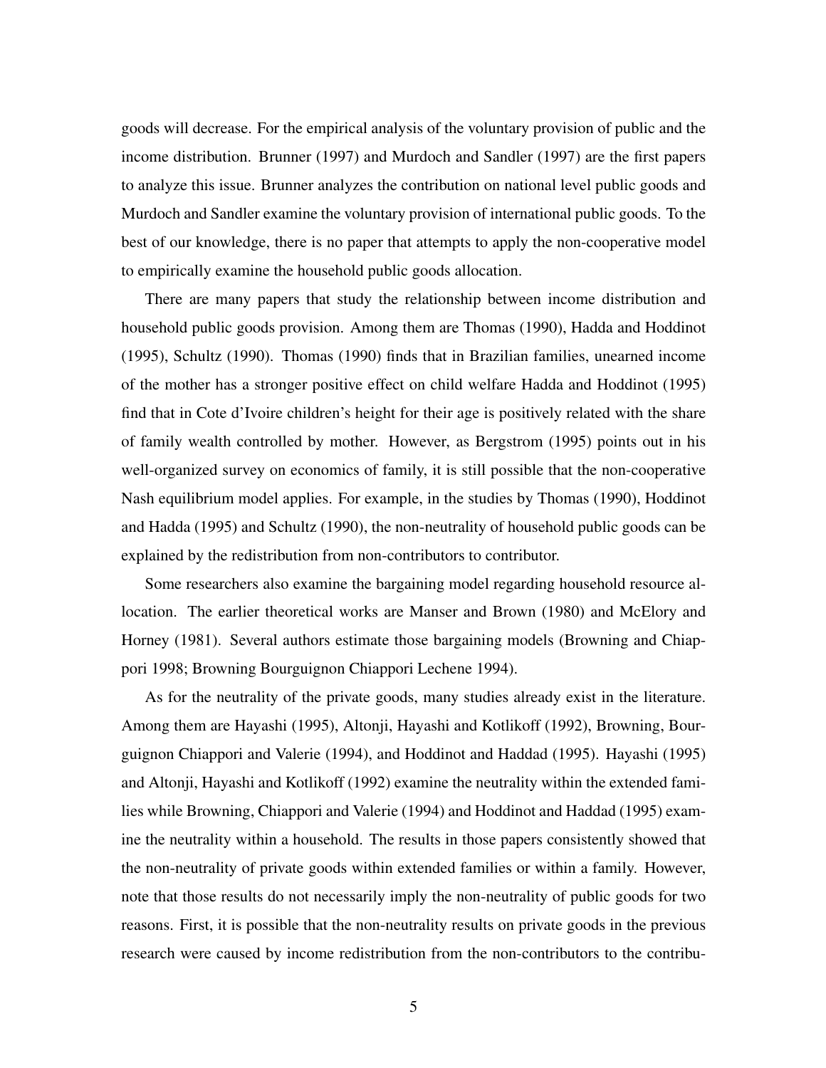goods will decrease. For the empirical analysis of the voluntary provision of public and the income distribution. Brunner (1997) and Murdoch and Sandler (1997) are the first papers to analyze this issue. Brunner analyzes the contribution on national level public goods and Murdoch and Sandler examine the voluntary provision of international public goods. To the best of our knowledge, there is no paper that attempts to apply the non-cooperative model to empirically examine the household public goods allocation.

There are many papers that study the relationship between income distribution and household public goods provision. Among them are Thomas (1990), Hadda and Hoddinot (1995), Schultz (1990). Thomas (1990) finds that in Brazilian families, unearned income of the mother has a stronger positive effect on child welfare Hadda and Hoddinot (1995) find that in Cote d'Ivoire children's height for their age is positively related with the share of family wealth controlled by mother. However, as Bergstrom (1995) points out in his well-organized survey on economics of family, it is still possible that the non-cooperative Nash equilibrium model applies. For example, in the studies by Thomas (1990), Hoddinot and Hadda (1995) and Schultz (1990), the non-neutrality of household public goods can be explained by the redistribution from non-contributors to contributor.

Some researchers also examine the bargaining model regarding household resource allocation. The earlier theoretical works are Manser and Brown (1980) and McElory and Horney (1981). Several authors estimate those bargaining models (Browning and Chiappori 1998; Browning Bourguignon Chiappori Lechene 1994).

As for the neutrality of the private goods, many studies already exist in the literature. Among them are Hayashi (1995), Altonji, Hayashi and Kotlikoff (1992), Browning, Bourguignon Chiappori and Valerie (1994), and Hoddinot and Haddad (1995). Hayashi (1995) and Altonji, Hayashi and Kotlikoff (1992) examine the neutrality within the extended families while Browning, Chiappori and Valerie (1994) and Hoddinot and Haddad (1995) examine the neutrality within a household. The results in those papers consistently showed that the non-neutrality of private goods within extended families or within a family. However, note that those results do not necessarily imply the non-neutrality of public goods for two reasons. First, it is possible that the non-neutrality results on private goods in the previous research were caused by income redistribution from the non-contributors to the contribu-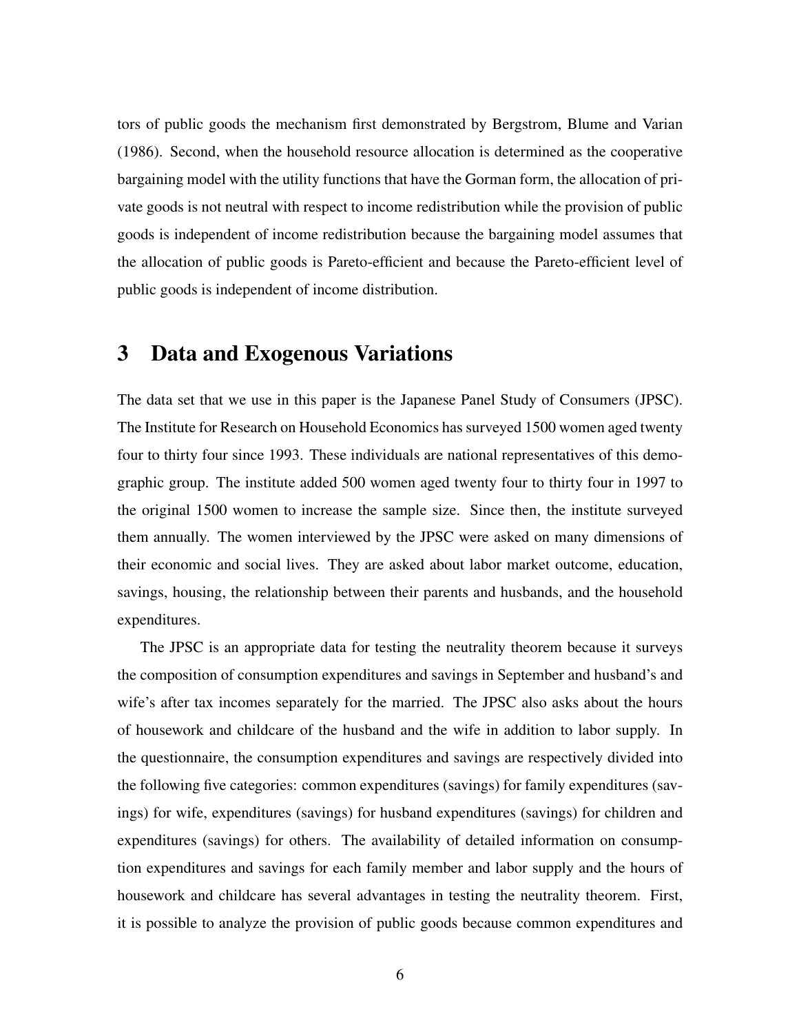tors of public goods the mechanism first demonstrated by Bergstrom, Blume and Varian (1986). Second, when the household resource allocation is determined as the cooperative bargaining model with the utility functions that have the Gorman form, the allocation of private goods is not neutral with respect to income redistribution while the provision of public goods is independent of income redistribution because the bargaining model assumes that the allocation of public goods is Pareto-efficient and because the Pareto-efficient level of public goods is independent of income distribution.

# 3 Data and Exogenous Variations

The data set that we use in this paper is the Japanese Panel Study of Consumers (JPSC). The Institute for Research on Household Economics has surveyed 1500 women aged twenty four to thirty four since 1993. These individuals are national representatives of this demographic group. The institute added 500 women aged twenty four to thirty four in 1997 to the original 1500 women to increase the sample size. Since then, the institute surveyed them annually. The women interviewed by the JPSC were asked on many dimensions of their economic and social lives. They are asked about labor market outcome, education, savings, housing, the relationship between their parents and husbands, and the household expenditures.

The JPSC is an appropriate data for testing the neutrality theorem because it surveys the composition of consumption expenditures and savings in September and husband's and wife's after tax incomes separately for the married. The JPSC also asks about the hours of housework and childcare of the husband and the wife in addition to labor supply. In the questionnaire, the consumption expenditures and savings are respectively divided into the following five categories: common expenditures (savings) for family expenditures (savings) for wife, expenditures (savings) for husband expenditures (savings) for children and expenditures (savings) for others. The availability of detailed information on consumption expenditures and savings for each family member and labor supply and the hours of housework and childcare has several advantages in testing the neutrality theorem. First, it is possible to analyze the provision of public goods because common expenditures and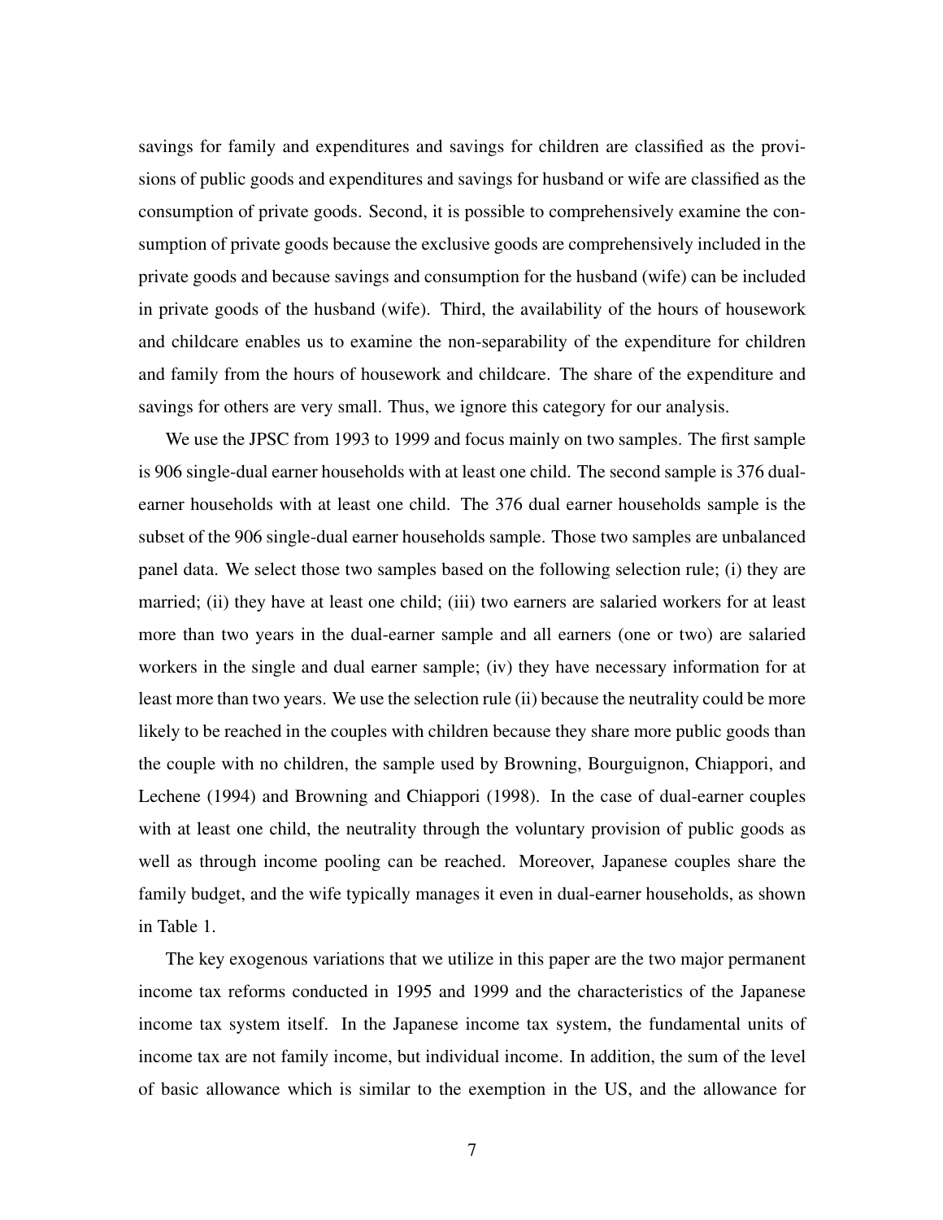savings for family and expenditures and savings for children are classified as the provisions of public goods and expenditures and savings for husband or wife are classified as the consumption of private goods. Second, it is possible to comprehensively examine the consumption of private goods because the exclusive goods are comprehensively included in the private goods and because savings and consumption for the husband (wife) can be included in private goods of the husband (wife). Third, the availability of the hours of housework and childcare enables us to examine the non-separability of the expenditure for children and family from the hours of housework and childcare. The share of the expenditure and savings for others are very small. Thus, we ignore this category for our analysis.

We use the JPSC from 1993 to 1999 and focus mainly on two samples. The first sample is 906 single-dual earner households with at least one child. The second sample is 376 dual-earner households with at least one child. The 376 dual earner households sample is the subset of the 906 single-dual earner households sample. Those two samples are unbalanced panel data. We select those two samples based on the following selection rule; (i) they are married; (ii) they have at least one child; (iii) two earners are salaried workers for at least more than two years in the dual-earner sample and all earners (one or two) are salaried workers in the single and dual earner sample; (iv) they have necessary information for at least more than two years. We use the selection rule (ii) because the neutrality could be more likely to be reached in the couples with children because they share more public goods than the couple with no children, the sample used by Browning, Bourguignon, Chiappori, and Lechene (1994) and Browning and Chiappori (1998). In the case of dual-earner couples with at least one child, the neutrality through the voluntary provision of public goods as well as through income pooling can be reached. Moreover, Japanese couples share the family budget, and the wife typically manages it even in dual-earner households, as shown in Table 1.

The key exogenous variations that we utilize in this paper are the two major permanent income tax reforms conducted in 1995 and 1999 and the characteristics of the Japanese income tax system itself. In the Japanese income tax system, the fundamental units of income tax are not family income, but individual income. In addition, the sum of the level of basic allowance which is similar to the exemption in the US, and the allowance for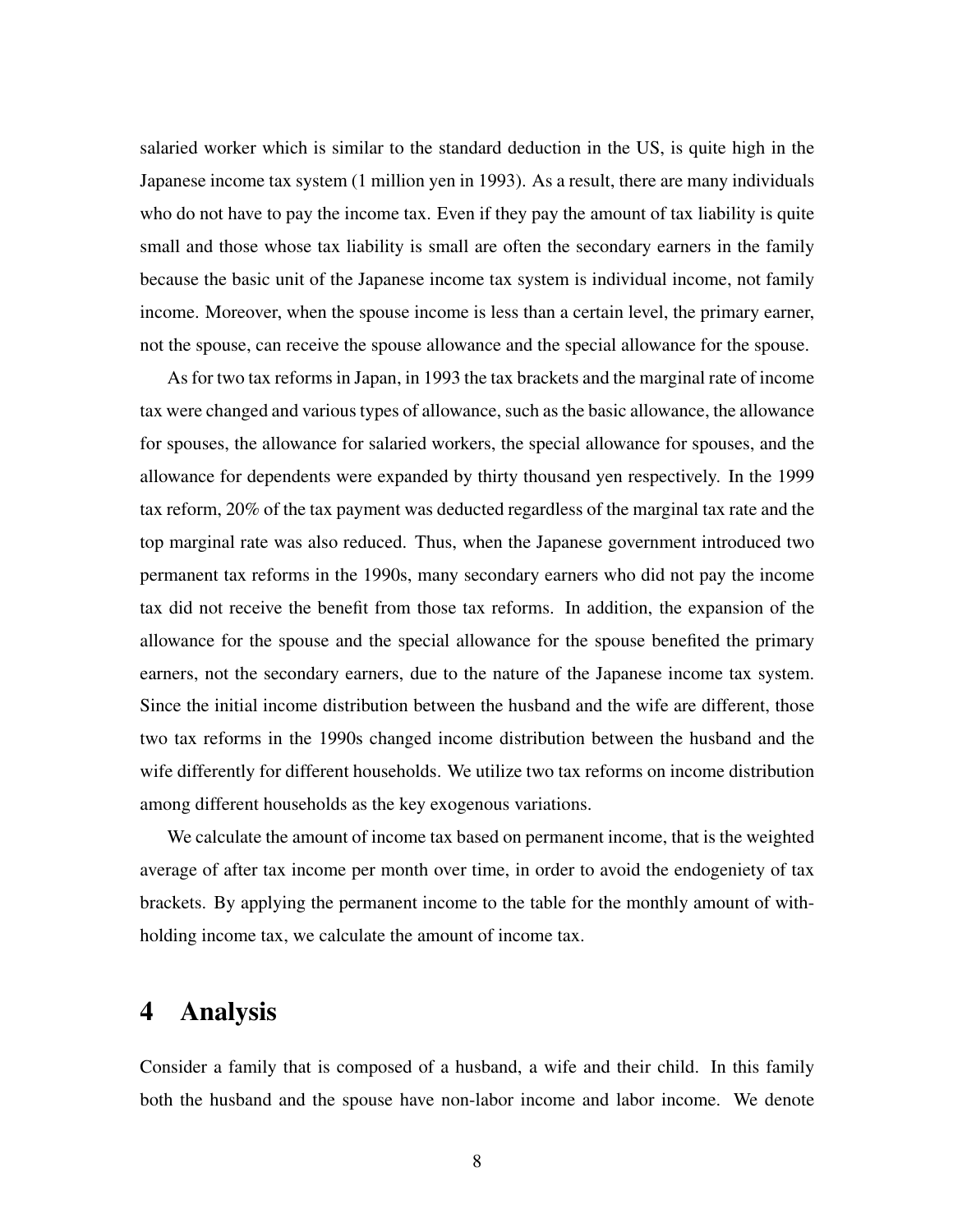salaried worker which is similar to the standard deduction in the US, is quite high in the Japanese income tax system (1 million yen in 1993). As a result, there are many individuals who do not have to pay the income tax. Even if they pay the amount of tax liability is quite small and those whose tax liability is small are often the secondary earners in the family because the basic unit of the Japanese income tax system is individual income, not family income. Moreover, when the spouse income is less than a certain level, the primary earner, not the spouse, can receive the spouse allowance and the special allowance for the spouse.

As for two tax reforms in Japan, in 1993 the tax brackets and the marginal rate of income tax were changed and various types of allowance, such as the basic allowance, the allowance for spouses, the allowance for salaried workers, the special allowance for spouses, and the allowance for dependents were expanded by thirty thousand yen respectively. In the 1999 tax reform, 20% of the tax payment was deducted regardless of the marginal tax rate and the top marginal rate was also reduced. Thus, when the Japanese government introduced two permanent tax reforms in the 1990s, many secondary earners who did not pay the income tax did not receive the benefit from those tax reforms. In addition, the expansion of the allowance for the spouse and the special allowance for the spouse benefited the primary earners, not the secondary earners, due to the nature of the Japanese income tax system. Since the initial income distribution between the husband and the wife are different, those two tax reforms in the 1990s changed income distribution between the husband and the wife differently for different households. We utilize two tax reforms on income distribution among different households as the key exogenous variations.

We calculate the amount of income tax based on permanent income, that is the weighted average of after tax income per month over time, in order to avoid the endogeniety of tax brackets. By applying the permanent income to the table for the monthly amount of withholding income tax, we calculate the amount of income tax.

# 4 Analysis

Consider a family that is composed of a husband, a wife and their child. In this family both the husband and the spouse have non-labor income and labor income. We denote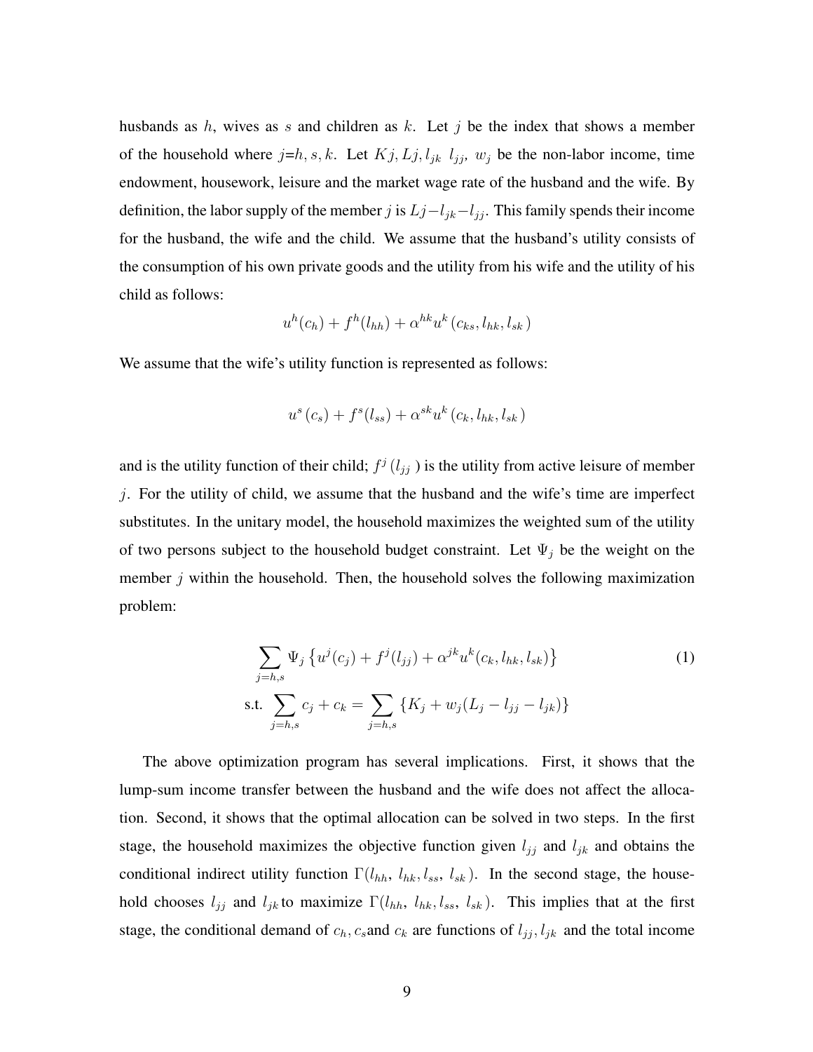husbands as $h$, wives as $s$ and children as $k$. Let $j$ be the index that shows a member of the household where $j$=$h, s, k$. Let $Kj, Lj, l_{jk}$ $l_{jj}$, $w_j$ be the non-labor income, time endowment, housework, leisure and the market wage rate of the husband and the wife. By definition, the labor supply of the member $j$ is $Lj-l_{jk}-l_{jj}$. This family spends their income for the husband, the wife and the child. We assume that the husband's utility consists of the consumption of his own private goods and the utility from his wife and the utility of his child as follows:

$$u^h(c_h) + f^h(l_{hh}) + \alpha^{hk} u^k(c_{ks}, l_{hk}, l_{sk})$$

We assume that the wife's utility function is represented as follows:

$$u^s(c_s) + f^s(l_{ss}) + \alpha^{sk} u^k(c_k, l_{hk}, l_{sk})$$

and is the utility function of their child; $f^j(l_{jj})$ is the utility from active leisure of member $j$. For the utility of child, we assume that the husband and the wife's time are imperfect substitutes. In the unitary model, the household maximizes the weighted sum of the utility of two persons subject to the household budget constraint. Let $\Psi_j$ be the weight on the member $j$ within the household. Then, the household solves the following maximization problem:

$$\sum_{j=h,s} \Psi_j \left\{ u^j(c_j) + f^j(l_{jj}) + \alpha^{jk} u^k(c_k, l_{hk}, l_{sk}) \right\} \tag{1}$$

$$\text{s.t.} \sum_{j=h,s} c_j + c_k = \sum_{j=h,s} \left\{ K_j + w_j(L_j - l_{jj} - l_{jk}) \right\}$$

The above optimization program has several implications. First, it shows that the lump-sum income transfer between the husband and the wife does not affect the allocation. Second, it shows that the optimal allocation can be solved in two steps. In the first stage, the household maximizes the objective function given $l_{jj}$ and $l_{jk}$ and obtains the conditional indirect utility function $\Gamma(l_{hh}, l_{hk}, l_{ss}, l_{sk})$. In the second stage, the household chooses $l_{jj}$ and $l_{jk}$ to maximize $\Gamma(l_{hh}, l_{hk}, l_{ss}, l_{sk})$. This implies that at the first stage, the conditional demand of $c_h, c_s$and $c_k$ are functions of $l_{jj}, l_{jk}$ and the total income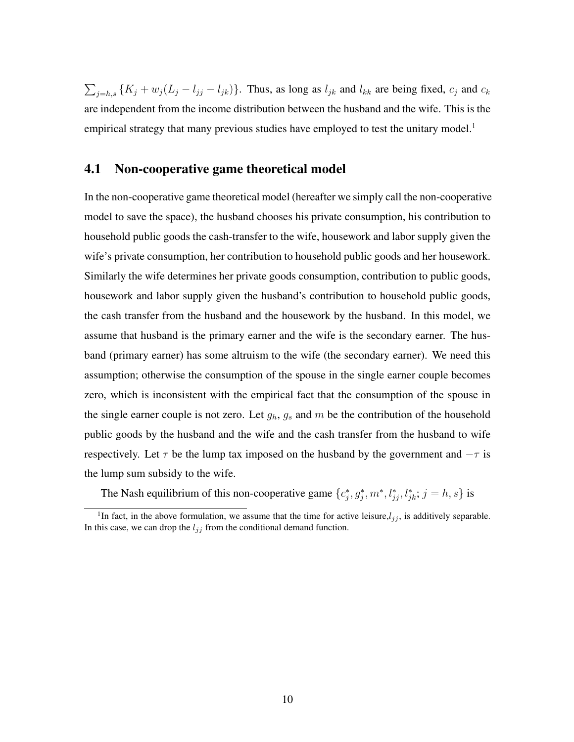$\sum_{j=h,s}\{K_j + w_j(L_j - l_{jj} - l_{jk})\}$. Thus, as long as $l_{jk}$ and $l_{kk}$ are being fixed, $c_j$ and $c_k$ are independent from the income distribution between the husband and the wife. This is the empirical strategy that many previous studies have employed to test the unitary model.[1]

## 4.1 Non-cooperative game theoretical model

In the non-cooperative game theoretical model (hereafter we simply call the non-cooperative model to save the space), the husband chooses his private consumption, his contribution to household public goods the cash-transfer to the wife, housework and labor supply given the wife's private consumption, her contribution to household public goods and her housework. Similarly the wife determines her private goods consumption, contribution to public goods, housework and labor supply given the husband's contribution to household public goods, the cash transfer from the husband and the housework by the husband. In this model, we assume that husband is the primary earner and the wife is the secondary earner. The husband (primary earner) has some altruism to the wife (the secondary earner). We need this assumption; otherwise the consumption of the spouse in the single earner couple becomes zero, which is inconsistent with the empirical fact that the consumption of the spouse in the single earner couple is not zero. Let $g_h$, $g_s$ and $m$ be the contribution of the household public goods by the husband and the wife and the cash transfer from the husband to wife respectively. Let $\tau$ be the lump tax imposed on the husband by the government and $-\tau$ is the lump sum subsidy to the wife.

The Nash equilibrium of this non-cooperative game $\{c_j^*, g_j^*, m^*, l_{jj}^*, l_{jk}^*; j = h, s\}$ is

[1] In fact, in the above formulation, we assume that the time for active leisure, $l_{jj}$, is additively separable. In this case, we can drop the $l_{jj}$ from the conditional demand function.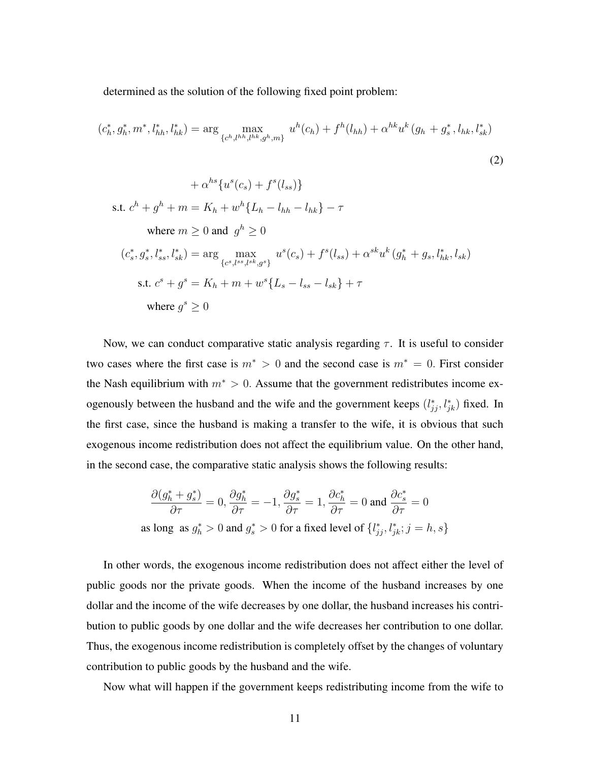determined as the solution of the following fixed point problem:

$$
(c_h^*, g_h^*, m^*, l_{hh}^*, l_{hk}^*) = \arg \max_{\{c^h, l^{hh}, l^{hk}, g^h, m\}} u^h(c_h) + f^h(l_{hh}) + \alpha^{hk} u^k (g_h + g_s^*, l_{hk}, l_{sk}^*) \tag{2}
$$

$$
\begin{aligned}
&+ \alpha^{hs}\{u^s(c_s) + f^s(l_{ss})\} \\
&\text{s.t. } c^h + g^h + m = K_h + w^h\{L_h - l_{hh} - l_{hk}\} - \tau \\
&\quad \text{where } m \geq 0 \text{ and } g^h \geq 0 \\
&(c_s^*, g_s^*, l_{ss}^*, l_{sk}^*) = \arg \max_{\{c^s, l^{ss}, l^{sk}, g^s\}} u^s(c_s) + f^s(l_{ss}) + \alpha^{sk} u^k (g_h^* + g_s, l_{hk}^*, l_{sk}) \\
&\quad \text{s.t. } c^s + g^s = K_h + m + w^s\{L_s - l_{ss} - l_{sk}\} + \tau \\
&\quad \text{where } g^s \geq 0
\end{aligned}
$$

Now, we can conduct comparative static analysis regarding $\tau$. It is useful to consider two cases where the first case is $m^* > 0$ and the second case is $m^* = 0$. First consider the Nash equilibrium with $m^* > 0$. Assume that the government redistributes income exogenously between the husband and the wife and the government keeps $(l_{jj}^*, l_{jk}^*)$ fixed. In the first case, since the husband is making a transfer to the wife, it is obvious that such exogenous income redistribution does not affect the equilibrium value. On the other hand, in the second case, the comparative static analysis shows the following results:

$$
\frac{\partial(g_h^* + g_s^*)}{\partial \tau} = 0, \frac{\partial g_h^*}{\partial \tau} = -1, \frac{\partial g_s^*}{\partial \tau} = 1, \frac{\partial c_h^*}{\partial \tau} = 0 \text{ and } \frac{\partial c_s^*}{\partial \tau} = 0
$$

$$
\text{as long as } g_h^* > 0 \text{ and } g_s^* > 0 \text{ for a fixed level of } \{l_{jj}^*, l_{jk}^*; j = h, s\}
$$

In other words, the exogenous income redistribution does not affect either the level of public goods nor the private goods. When the income of the husband increases by one dollar and the income of the wife decreases by one dollar, the husband increases his contribution to public goods by one dollar and the wife decreases her contribution to one dollar. Thus, the exogenous income redistribution is completely offset by the changes of voluntary contribution to public goods by the husband and the wife.

Now what will happen if the government keeps redistributing income from the wife to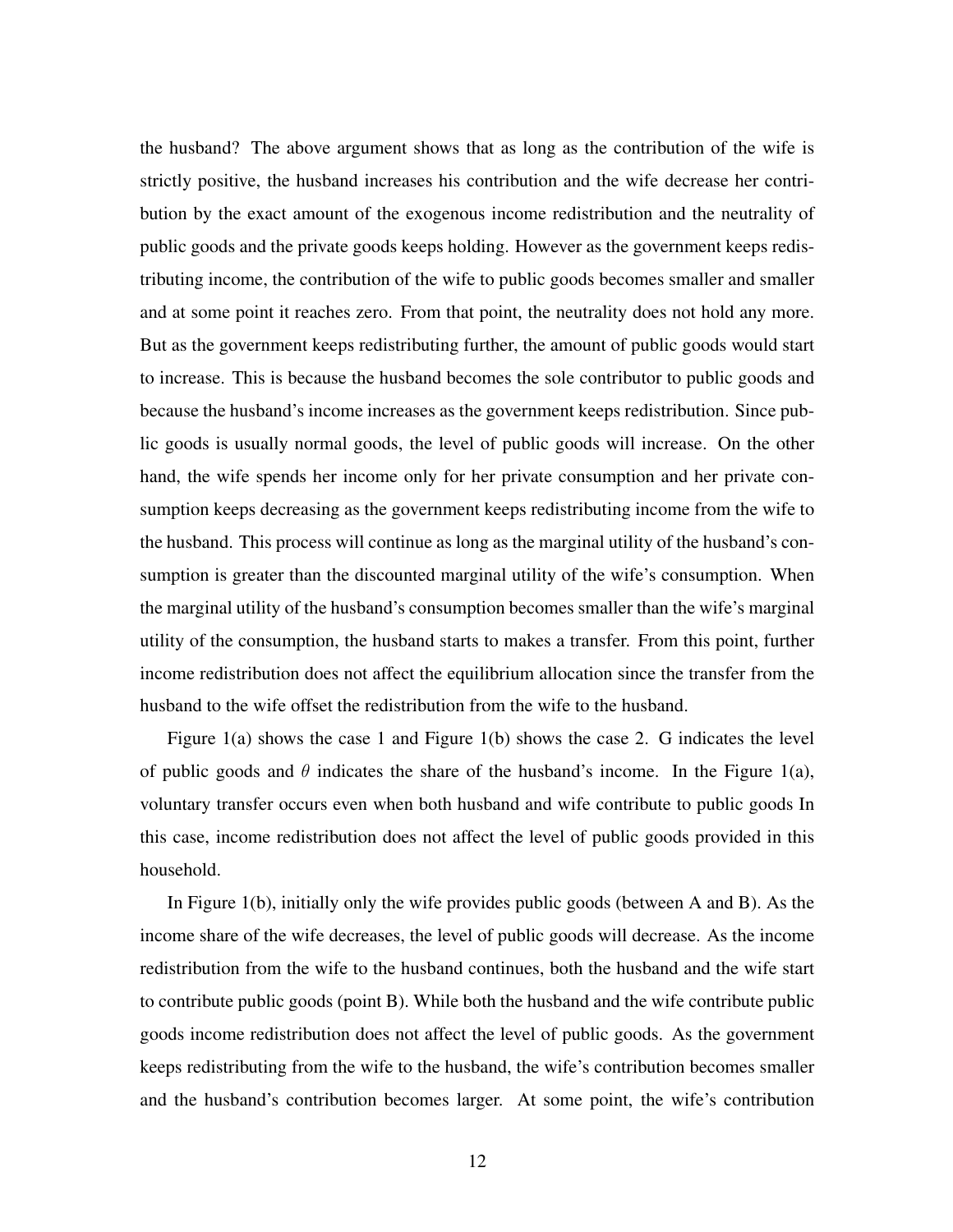the husband? The above argument shows that as long as the contribution of the wife is strictly positive, the husband increases his contribution and the wife decrease her contribution by the exact amount of the exogenous income redistribution and the neutrality of public goods and the private goods keeps holding. However as the government keeps redistributing income, the contribution of the wife to public goods becomes smaller and smaller and at some point it reaches zero. From that point, the neutrality does not hold any more. But as the government keeps redistributing further, the amount of public goods would start to increase. This is because the husband becomes the sole contributor to public goods and because the husband's income increases as the government keeps redistribution. Since public goods is usually normal goods, the level of public goods will increase. On the other hand, the wife spends her income only for her private consumption and her private consumption keeps decreasing as the government keeps redistributing income from the wife to the husband. This process will continue as long as the marginal utility of the husband's consumption is greater than the discounted marginal utility of the wife's consumption. When the marginal utility of the husband's consumption becomes smaller than the wife's marginal utility of the consumption, the husband starts to makes a transfer. From this point, further income redistribution does not affect the equilibrium allocation since the transfer from the husband to the wife offset the redistribution from the wife to the husband.

Figure 1(a) shows the case 1 and Figure 1(b) shows the case 2. G indicates the level of public goods and $\theta$ indicates the share of the husband's income. In the Figure 1(a), voluntary transfer occurs even when both husband and wife contribute to public goods In this case, income redistribution does not affect the level of public goods provided in this household.

In Figure 1(b), initially only the wife provides public goods (between A and B). As the income share of the wife decreases, the level of public goods will decrease. As the income redistribution from the wife to the husband continues, both the husband and the wife start to contribute public goods (point B). While both the husband and the wife contribute public goods income redistribution does not affect the level of public goods. As the government keeps redistributing from the wife to the husband, the wife's contribution becomes smaller and the husband's contribution becomes larger. At some point, the wife's contribution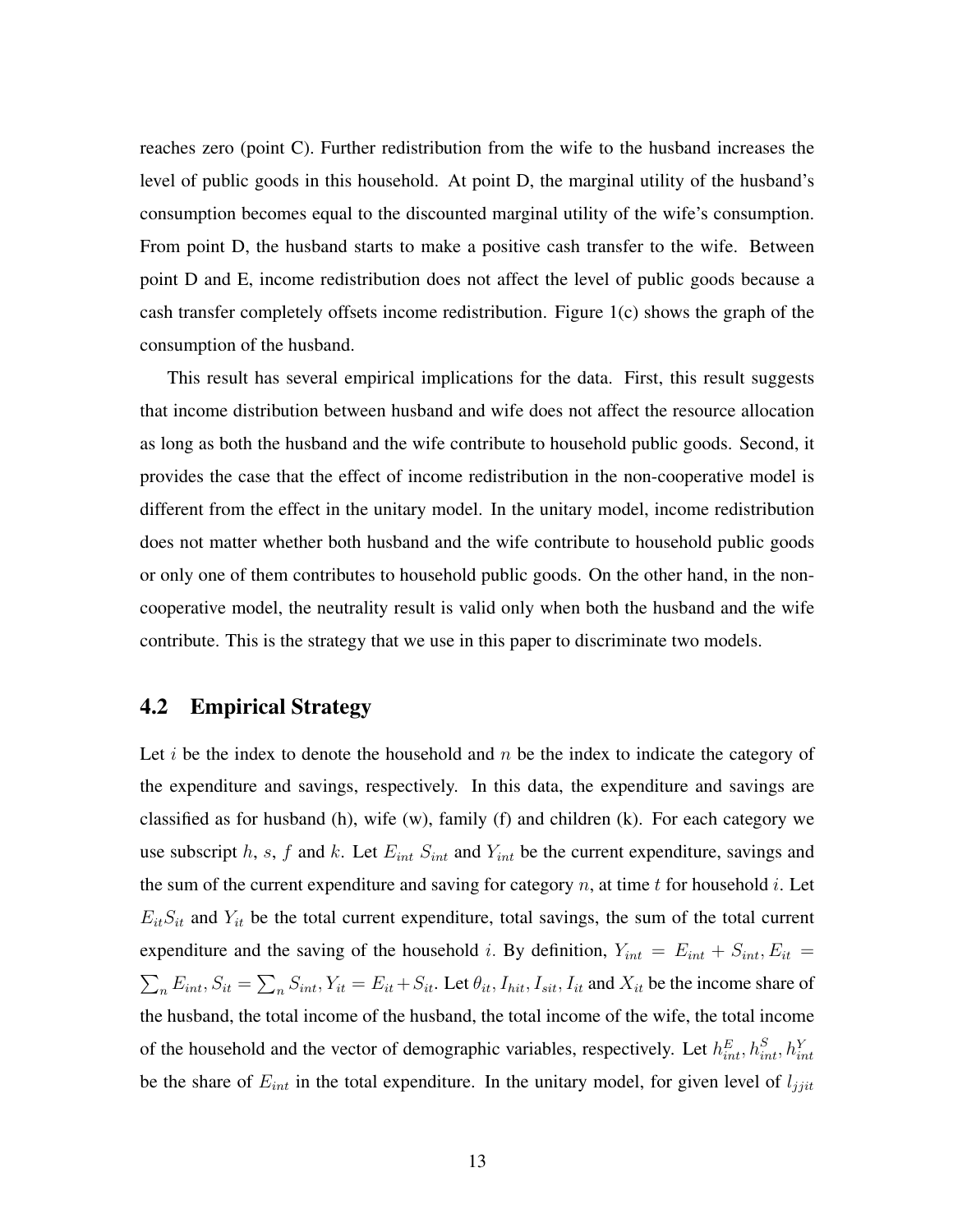reaches zero (point C). Further redistribution from the wife to the husband increases the level of public goods in this household. At point D, the marginal utility of the husband's consumption becomes equal to the discounted marginal utility of the wife's consumption. From point D, the husband starts to make a positive cash transfer to the wife. Between point D and E, income redistribution does not affect the level of public goods because a cash transfer completely offsets income redistribution. Figure 1(c) shows the graph of the consumption of the husband.

This result has several empirical implications for the data. First, this result suggests that income distribution between husband and wife does not affect the resource allocation as long as both the husband and the wife contribute to household public goods. Second, it provides the case that the effect of income redistribution in the non-cooperative model is different from the effect in the unitary model. In the unitary model, income redistribution does not matter whether both husband and the wife contribute to household public goods or only one of them contributes to household public goods. On the other hand, in the non-cooperative model, the neutrality result is valid only when both the husband and the wife contribute. This is the strategy that we use in this paper to discriminate two models.

## 4.2 Empirical Strategy

Let $i$ be the index to denote the household and $n$ be the index to indicate the category of the expenditure and savings, respectively. In this data, the expenditure and savings are classified as for husband (h), wife (w), family (f) and children (k). For each category we use subscript $h$, $s$, $f$ and $k$. Let $E_{int}$ $S_{int}$ and $Y_{int}$ be the current expenditure, savings and the sum of the current expenditure and saving for category $n$, at time $t$ for household $i$. Let $E_{it}S_{it}$ and $Y_{it}$ be the total current expenditure, total savings, the sum of the total current expenditure and the saving of the household $i$. By definition, $Y_{int} = E_{int} + S_{int}, E_{it} = \sum_n E_{int}, S_{it} = \sum_n S_{int}, Y_{it} = E_{it} + S_{it}$. Let $\theta_{it}, I_{hit}, I_{sit}, I_{it}$ and $X_{it}$ be the income share of the husband, the total income of the husband, the total income of the wife, the total income of the household and the vector of demographic variables, respectively. Let $h^E_{int}, h^S_{int}, h^Y_{int}$ be the share of $E_{int}$ in the total expenditure. In the unitary model, for given level of $l_{jjit}$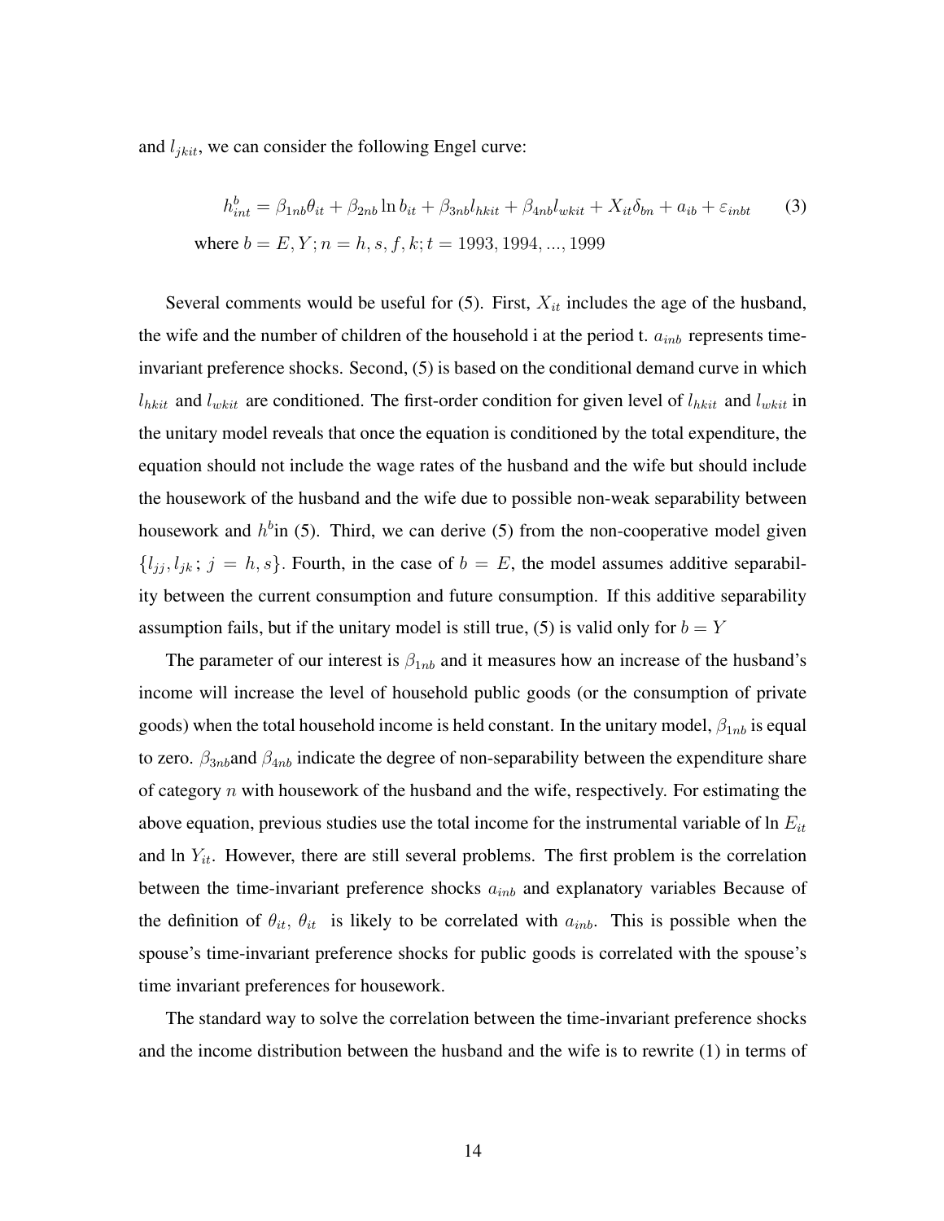and $l_{jkit}$, we can consider the following Engel curve:

$$h^b_{int} = \beta_{1nb}\theta_{it} + \beta_{2nb}\ln b_{it} + \beta_{3nb}l_{hkit} + \beta_{4nb}l_{wkit} + X_{it}\delta_{bn} + a_{ib} + \varepsilon_{inbt} \tag{3}$$

where $b = E, Y; n = h, s, f, k; t = 1993, 1994, ..., 1999$

Several comments would be useful for (5). First, $X_{it}$ includes the age of the husband, the wife and the number of children of the household i at the period t. $a_{inb}$ represents time-invariant preference shocks. Second, (5) is based on the conditional demand curve in which $l_{hkit}$ and $l_{wkit}$ are conditioned. The first-order condition for given level of $l_{hkit}$ and $l_{wkit}$ in the unitary model reveals that once the equation is conditioned by the total expenditure, the equation should not include the wage rates of the husband and the wife but should include the housework of the husband and the wife due to possible non-weak separability between housework and $h^b$in (5). Third, we can derive (5) from the non-cooperative model given $\{l_{jj}, l_{jk}\,;\, j = h, s\}$. Fourth, in the case of $b = E$, the model assumes additive separability between the current consumption and future consumption. If this additive separability assumption fails, but if the unitary model is still true, (5) is valid only for $b = Y$

The parameter of our interest is $\beta_{1nb}$ and it measures how an increase of the husband's income will increase the level of household public goods (or the consumption of private goods) when the total household income is held constant. In the unitary model, $\beta_{1nb}$ is equal to zero. $\beta_{3nb}$and $\beta_{4nb}$ indicate the degree of non-separability between the expenditure share of category $n$ with housework of the husband and the wife, respectively. For estimating the above equation, previous studies use the total income for the instrumental variable of ln $E_{it}$ and ln $Y_{it}$. However, there are still several problems. The first problem is the correlation between the time-invariant preference shocks $a_{inb}$ and explanatory variables Because of the definition of $\theta_{it}$, $\theta_{it}$ is likely to be correlated with $a_{inb}$. This is possible when the spouse's time-invariant preference shocks for public goods is correlated with the spouse's time invariant preferences for housework.

The standard way to solve the correlation between the time-invariant preference shocks and the income distribution between the husband and the wife is to rewrite (1) in terms of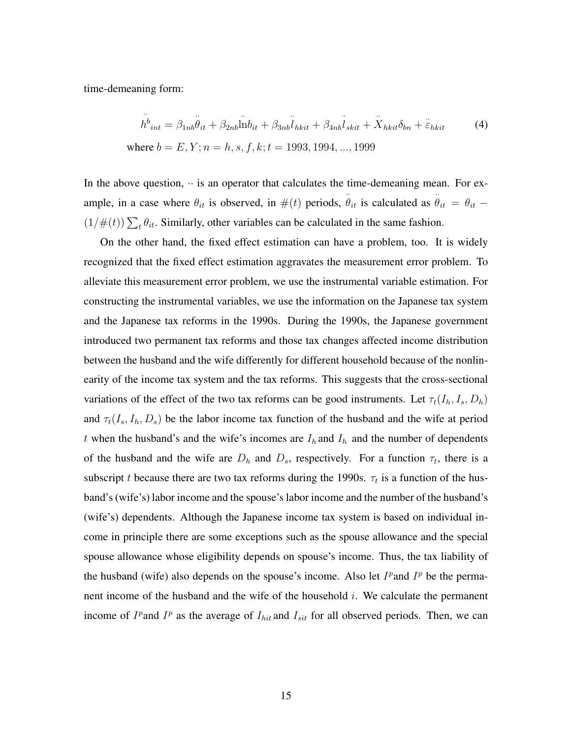time-demeaning form:

$$
\ddot{h}^{b}{}_{int} = \beta_{1nb}\ddot{\theta}_{it} + \beta_{2nb}\ddot{\ln}b_{it} + \beta_{3nb}\ddot{l}_{hkit} + \beta_{4nb}\ddot{l}_{skit} + \ddot{X}_{hkit}\delta_{bn} + \ddot{\varepsilon}_{hkit} \tag{4}
$$

where $b = E, Y; n = h, s, f, k; t = 1993, 1994, ..., 1999$

In the above question, $\cdot\cdot$ is an operator that calculates the time-demeaning mean. For example, in a case where $\theta_{it}$ is observed, in $\#(t)$ periods, $\ddot{\theta}_{it}$ is calculated as $\ddot{\theta}_{it} = \theta_{it} - (1/\#(t))\sum_t \theta_{it}$. Similarly, other variables can be calculated in the same fashion.

On the other hand, the fixed effect estimation can have a problem, too. It is widely recognized that the fixed effect estimation aggravates the measurement error problem. To alleviate this measurement error problem, we use the instrumental variable estimation. For constructing the instrumental variables, we use the information on the Japanese tax system and the Japanese tax reforms in the 1990s. During the 1990s, the Japanese government introduced two permanent tax reforms and those tax changes affected income distribution between the husband and the wife differently for different household because of the nonlinearity of the income tax system and the tax reforms. This suggests that the cross-sectional variations of the effect of the two tax reforms can be good instruments. Let $\tau_t(I_h, I_s, D_h)$ and $\tau_t(I_s, I_h, D_s)$ be the labor income tax function of the husband and the wife at period $t$ when the husband's and the wife's incomes are $I_h$ and $I_h$ and the number of dependents of the husband and the wife are $D_h$ and $D_s$, respectively. For a function $\tau_t$, there is a subscript $t$ because there are two tax reforms during the 1990s. $\tau_t$ is a function of the husband's (wife's) labor income and the spouse's labor income and the number of the husband's (wife's) dependents. Although the Japanese income tax system is based on individual income in principle there are some exceptions such as the spouse allowance and the special spouse allowance whose eligibility depends on spouse's income. Thus, the tax liability of the husband (wife) also depends on the spouse's income. Also let $I^p$and $I^p$ be the permanent income of the husband and the wife of the household $i$. We calculate the permanent income of $I^p$and $I^p$ as the average of $I_{hit}$ and $I_{sit}$ for all observed periods. Then, we can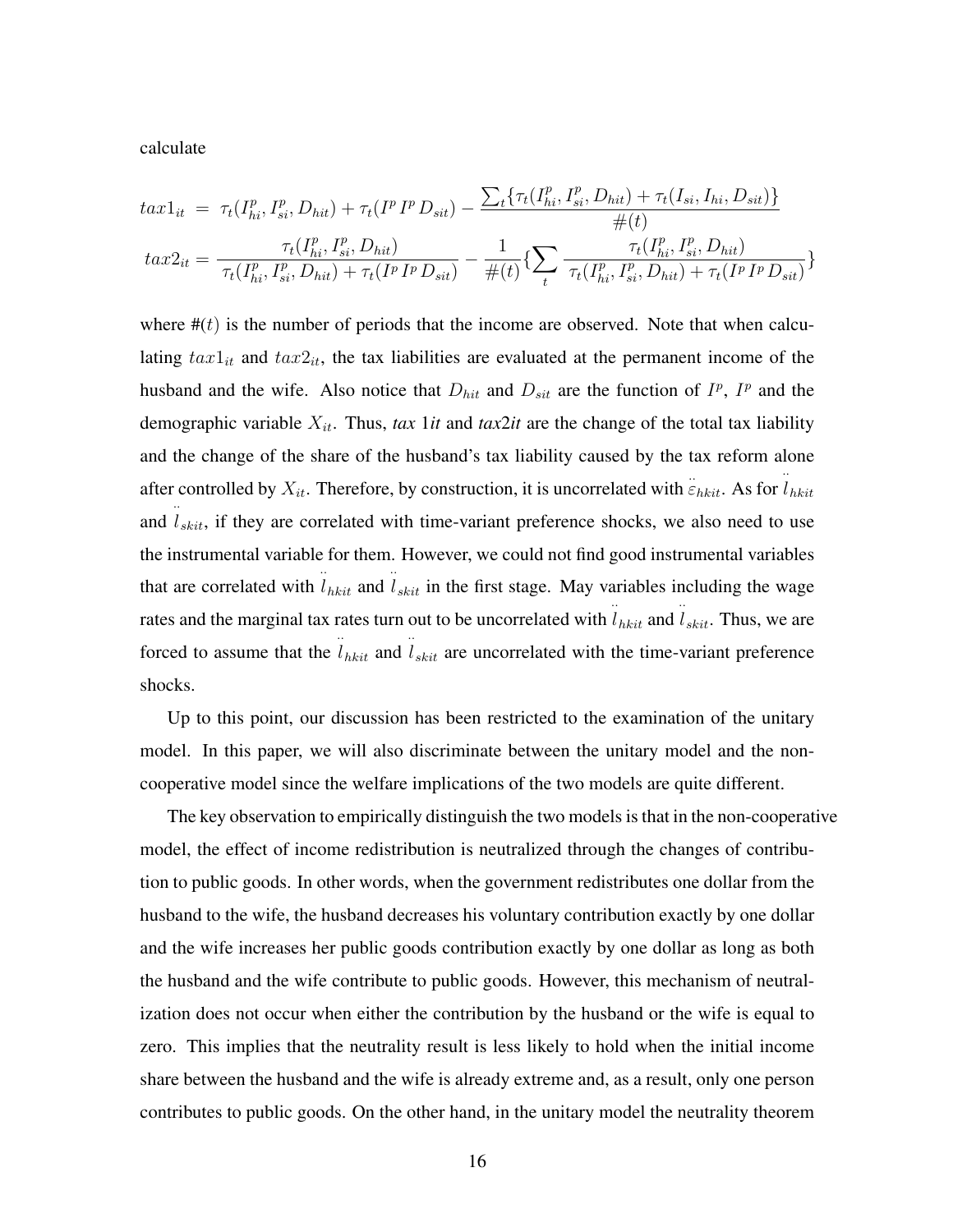calculate

$$
tax1_{it} \;=\; \tau_t(I^p_{hi}, I^p_{si}, D_{hit}) + \tau_t(I^p\, I^p\, D_{sit}) - \frac{\sum_t \{\tau_t(I^p_{hi}, I^p_{si}, D_{hit}) + \tau_t(I_{si}, I_{hi}, D_{sit})\}}{\#(t)}
$$

$$
tax2_{it} = \frac{\tau_t(I^p_{hi}, I^p_{si}, D_{hit})}{\tau_t(I^p_{hi}, I^p_{si}, D_{hit}) + \tau_t(I^p\, I^p\, D_{sit})} - \frac{1}{\#(t)}\{\sum_t \frac{\tau_t(I^p_{hi}, I^p_{si}, D_{hit})}{\tau_t(I^p_{hi}, I^p_{si}, D_{hit}) + \tau_t(I^p\, I^p\, D_{sit})}\}
$$

where $\#(t)$ is the number of periods that the income are observed. Note that when calculating $tax1_{it}$ and $tax2_{it}$, the tax liabilities are evaluated at the permanent income of the husband and the wife. Also notice that $D_{hit}$ and $D_{sit}$ are the function of $I^p$, $I^p$ and the demographic variable $X_{it}$. Thus, *tax 1it* and *tax2it* are the change of the total tax liability and the change of the share of the husband's tax liability caused by the tax reform alone after controlled by $X_{it}$. Therefore, by construction, it is uncorrelated with $\ddot{\varepsilon}_{hkit}$. As for $\ddot{l}_{hkit}$ and $\ddot{l}_{skit}$, if they are correlated with time-variant preference shocks, we also need to use the instrumental variable for them. However, we could not find good instrumental variables that are correlated with $\ddot{l}_{hkit}$ and $\ddot{l}_{skit}$ in the first stage. May variables including the wage rates and the marginal tax rates turn out to be uncorrelated with $\ddot{l}_{hkit}$ and $\ddot{l}_{skit}$. Thus, we are forced to assume that the $\ddot{l}_{hkit}$ and $\ddot{l}_{skit}$ are uncorrelated with the time-variant preference shocks.

Up to this point, our discussion has been restricted to the examination of the unitary model. In this paper, we will also discriminate between the unitary model and the non-cooperative model since the welfare implications of the two models are quite different.

The key observation to empirically distinguish the two models is that in the non-cooperative model, the effect of income redistribution is neutralized through the changes of contribution to public goods. In other words, when the government redistributes one dollar from the husband to the wife, the husband decreases his voluntary contribution exactly by one dollar and the wife increases her public goods contribution exactly by one dollar as long as both the husband and the wife contribute to public goods. However, this mechanism of neutralization does not occur when either the contribution by the husband or the wife is equal to zero. This implies that the neutrality result is less likely to hold when the initial income share between the husband and the wife is already extreme and, as a result, only one person contributes to public goods. On the other hand, in the unitary model the neutrality theorem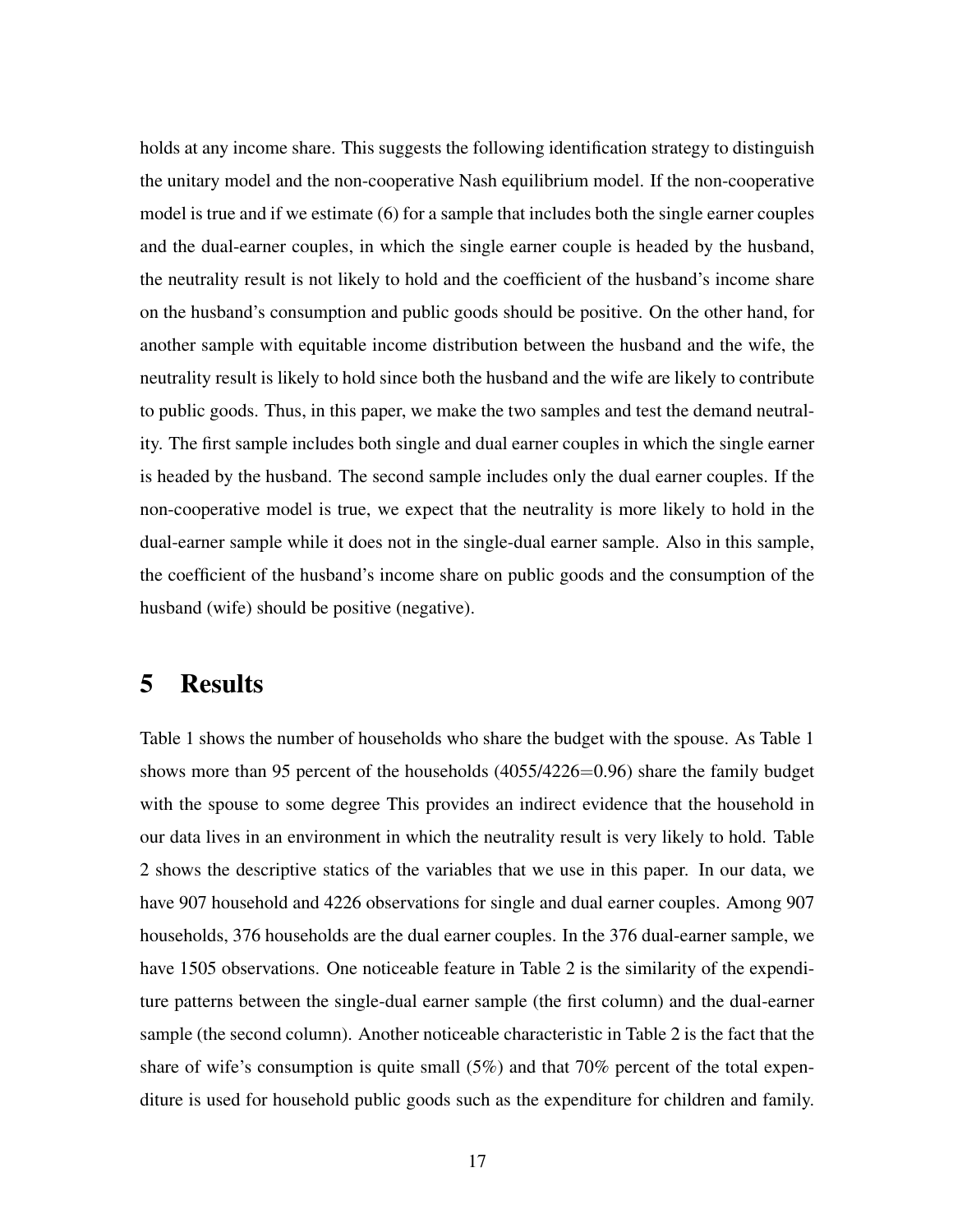holds at any income share. This suggests the following identification strategy to distinguish the unitary model and the non-cooperative Nash equilibrium model. If the non-cooperative model is true and if we estimate (6) for a sample that includes both the single earner couples and the dual-earner couples, in which the single earner couple is headed by the husband, the neutrality result is not likely to hold and the coefficient of the husband's income share on the husband's consumption and public goods should be positive. On the other hand, for another sample with equitable income distribution between the husband and the wife, the neutrality result is likely to hold since both the husband and the wife are likely to contribute to public goods. Thus, in this paper, we make the two samples and test the demand neutrality. The first sample includes both single and dual earner couples in which the single earner is headed by the husband. The second sample includes only the dual earner couples. If the non-cooperative model is true, we expect that the neutrality is more likely to hold in the dual-earner sample while it does not in the single-dual earner sample. Also in this sample, the coefficient of the husband's income share on public goods and the consumption of the husband (wife) should be positive (negative).

# 5 Results

Table 1 shows the number of households who share the budget with the spouse. As Table 1 shows more than 95 percent of the households (4055/4226=0.96) share the family budget with the spouse to some degree This provides an indirect evidence that the household in our data lives in an environment in which the neutrality result is very likely to hold. Table 2 shows the descriptive statics of the variables that we use in this paper. In our data, we have 907 household and 4226 observations for single and dual earner couples. Among 907 households, 376 households are the dual earner couples. In the 376 dual-earner sample, we have 1505 observations. One noticeable feature in Table 2 is the similarity of the expenditure patterns between the single-dual earner sample (the first column) and the dual-earner sample (the second column). Another noticeable characteristic in Table 2 is the fact that the share of wife's consumption is quite small (5%) and that 70% percent of the total expenditure is used for household public goods such as the expenditure for children and family.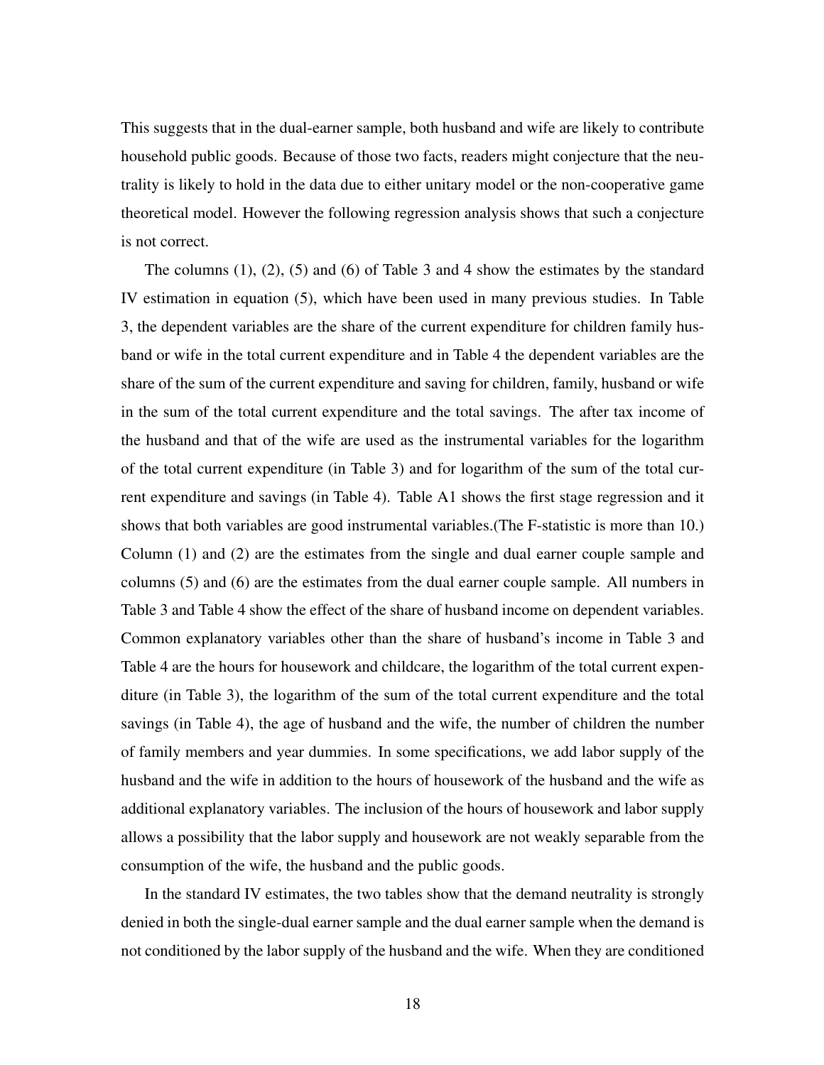This suggests that in the dual-earner sample, both husband and wife are likely to contribute household public goods. Because of those two facts, readers might conjecture that the neutrality is likely to hold in the data due to either unitary model or the non-cooperative game theoretical model. However the following regression analysis shows that such a conjecture is not correct.

The columns (1), (2), (5) and (6) of Table 3 and 4 show the estimates by the standard IV estimation in equation (5), which have been used in many previous studies. In Table 3, the dependent variables are the share of the current expenditure for children family husband or wife in the total current expenditure and in Table 4 the dependent variables are the share of the sum of the current expenditure and saving for children, family, husband or wife in the sum of the total current expenditure and the total savings. The after tax income of the husband and that of the wife are used as the instrumental variables for the logarithm of the total current expenditure (in Table 3) and for logarithm of the sum of the total current expenditure and savings (in Table 4). Table A1 shows the first stage regression and it shows that both variables are good instrumental variables.(The F-statistic is more than 10.) Column (1) and (2) are the estimates from the single and dual earner couple sample and columns (5) and (6) are the estimates from the dual earner couple sample. All numbers in Table 3 and Table 4 show the effect of the share of husband income on dependent variables. Common explanatory variables other than the share of husband's income in Table 3 and Table 4 are the hours for housework and childcare, the logarithm of the total current expenditure (in Table 3), the logarithm of the sum of the total current expenditure and the total savings (in Table 4), the age of husband and the wife, the number of children the number of family members and year dummies. In some specifications, we add labor supply of the husband and the wife in addition to the hours of housework of the husband and the wife as additional explanatory variables. The inclusion of the hours of housework and labor supply allows a possibility that the labor supply and housework are not weakly separable from the consumption of the wife, the husband and the public goods.

In the standard IV estimates, the two tables show that the demand neutrality is strongly denied in both the single-dual earner sample and the dual earner sample when the demand is not conditioned by the labor supply of the husband and the wife. When they are conditioned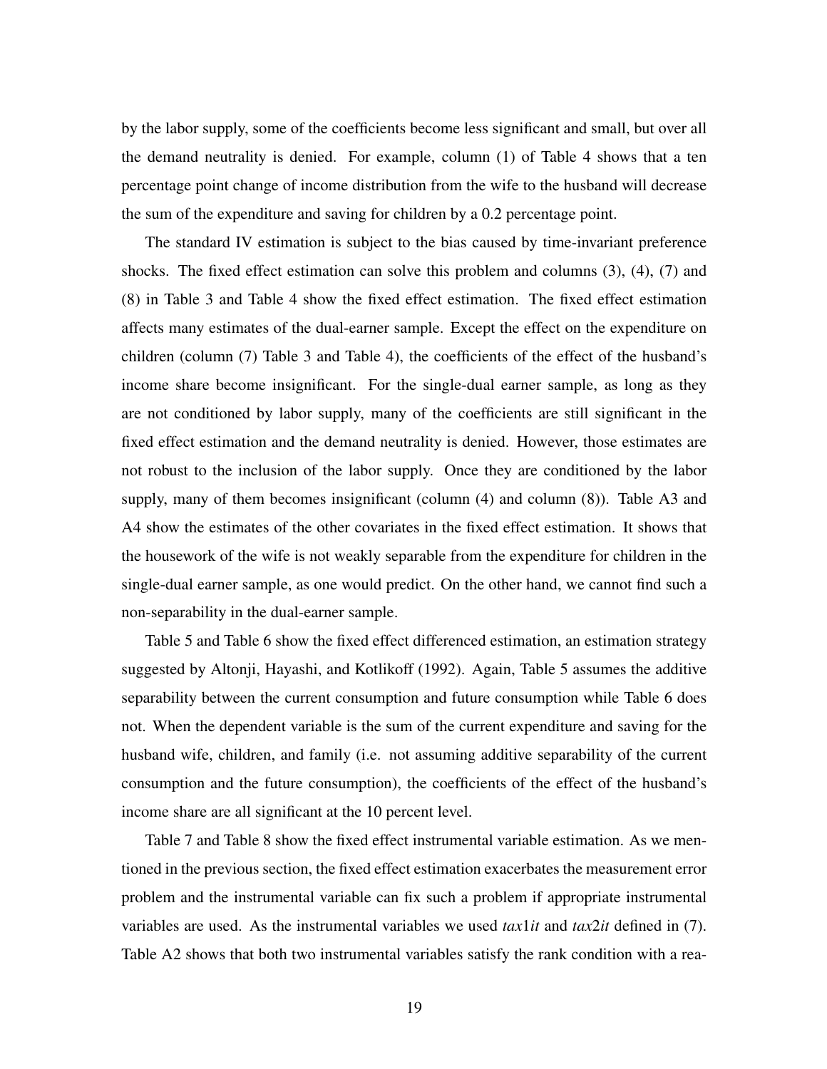by the labor supply, some of the coefficients become less significant and small, but over all the demand neutrality is denied. For example, column (1) of Table 4 shows that a ten percentage point change of income distribution from the wife to the husband will decrease the sum of the expenditure and saving for children by a 0.2 percentage point.

The standard IV estimation is subject to the bias caused by time-invariant preference shocks. The fixed effect estimation can solve this problem and columns (3), (4), (7) and (8) in Table 3 and Table 4 show the fixed effect estimation. The fixed effect estimation affects many estimates of the dual-earner sample. Except the effect on the expenditure on children (column (7) Table 3 and Table 4), the coefficients of the effect of the husband's income share become insignificant. For the single-dual earner sample, as long as they are not conditioned by labor supply, many of the coefficients are still significant in the fixed effect estimation and the demand neutrality is denied. However, those estimates are not robust to the inclusion of the labor supply. Once they are conditioned by the labor supply, many of them becomes insignificant (column (4) and column (8)). Table A3 and A4 show the estimates of the other covariates in the fixed effect estimation. It shows that the housework of the wife is not weakly separable from the expenditure for children in the single-dual earner sample, as one would predict. On the other hand, we cannot find such a non-separability in the dual-earner sample.

Table 5 and Table 6 show the fixed effect differenced estimation, an estimation strategy suggested by Altonji, Hayashi, and Kotlikoff (1992). Again, Table 5 assumes the additive separability between the current consumption and future consumption while Table 6 does not. When the dependent variable is the sum of the current expenditure and saving for the husband wife, children, and family (i.e. not assuming additive separability of the current consumption and the future consumption), the coefficients of the effect of the husband's income share are all significant at the 10 percent level.

Table 7 and Table 8 show the fixed effect instrumental variable estimation. As we mentioned in the previous section, the fixed effect estimation exacerbates the measurement error problem and the instrumental variable can fix such a problem if appropriate instrumental variables are used. As the instrumental variables we used $tax1it$ and $tax2it$ defined in (7). Table A2 shows that both two instrumental variables satisfy the rank condition with a rea-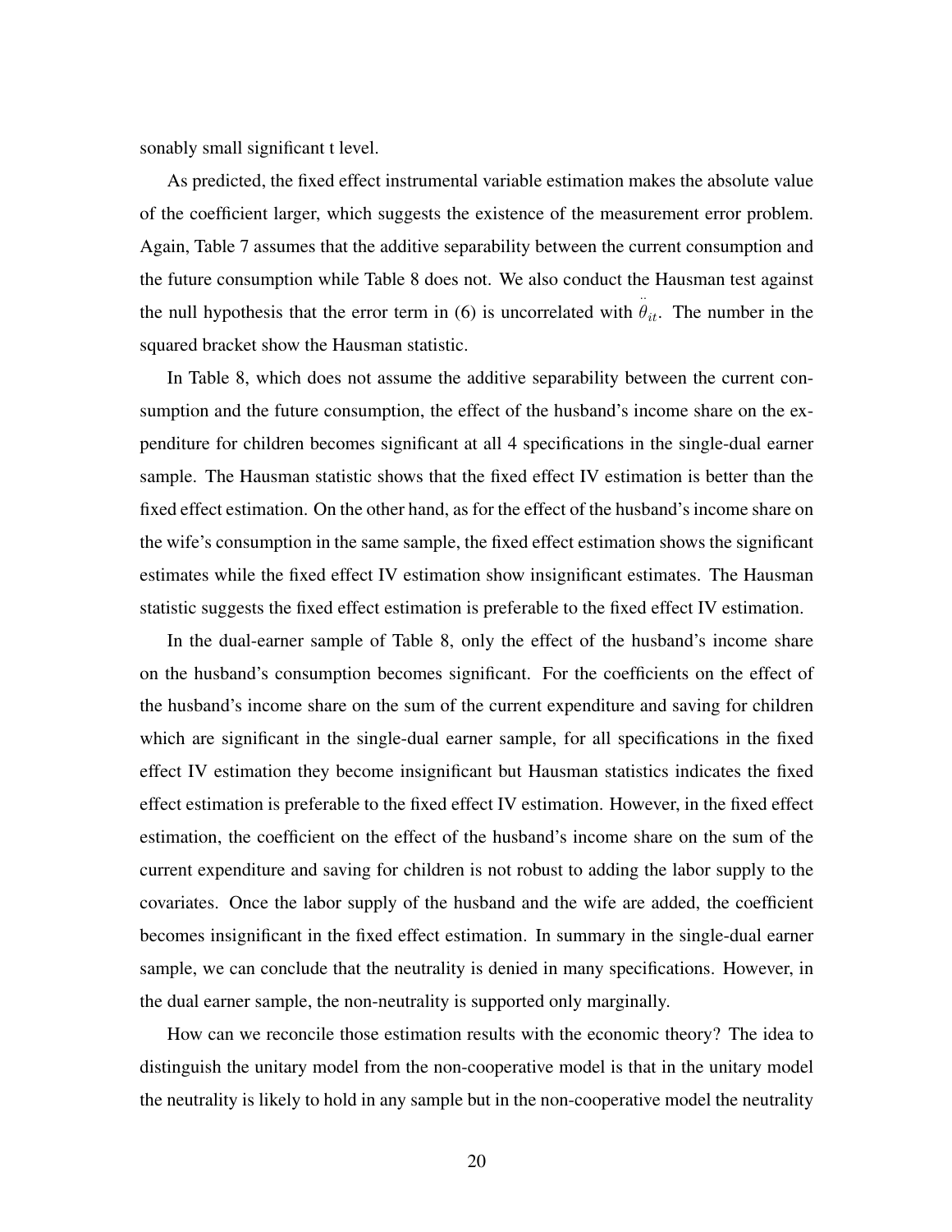sonably small significant t level.

As predicted, the fixed effect instrumental variable estimation makes the absolute value of the coefficient larger, which suggests the existence of the measurement error problem. Again, Table 7 assumes that the additive separability between the current consumption and the future consumption while Table 8 does not. We also conduct the Hausman test against the null hypothesis that the error term in (6) is uncorrelated with $\ddot{\theta}_{it}$. The number in the squared bracket show the Hausman statistic.

In Table 8, which does not assume the additive separability between the current consumption and the future consumption, the effect of the husband's income share on the expenditure for children becomes significant at all 4 specifications in the single-dual earner sample. The Hausman statistic shows that the fixed effect IV estimation is better than the fixed effect estimation. On the other hand, as for the effect of the husband's income share on the wife's consumption in the same sample, the fixed effect estimation shows the significant estimates while the fixed effect IV estimation show insignificant estimates. The Hausman statistic suggests the fixed effect estimation is preferable to the fixed effect IV estimation.

In the dual-earner sample of Table 8, only the effect of the husband's income share on the husband's consumption becomes significant. For the coefficients on the effect of the husband's income share on the sum of the current expenditure and saving for children which are significant in the single-dual earner sample, for all specifications in the fixed effect IV estimation they become insignificant but Hausman statistics indicates the fixed effect estimation is preferable to the fixed effect IV estimation. However, in the fixed effect estimation, the coefficient on the effect of the husband's income share on the sum of the current expenditure and saving for children is not robust to adding the labor supply to the covariates. Once the labor supply of the husband and the wife are added, the coefficient becomes insignificant in the fixed effect estimation. In summary in the single-dual earner sample, we can conclude that the neutrality is denied in many specifications. However, in the dual earner sample, the non-neutrality is supported only marginally.

How can we reconcile those estimation results with the economic theory? The idea to distinguish the unitary model from the non-cooperative model is that in the unitary model the neutrality is likely to hold in any sample but in the non-cooperative model the neutrality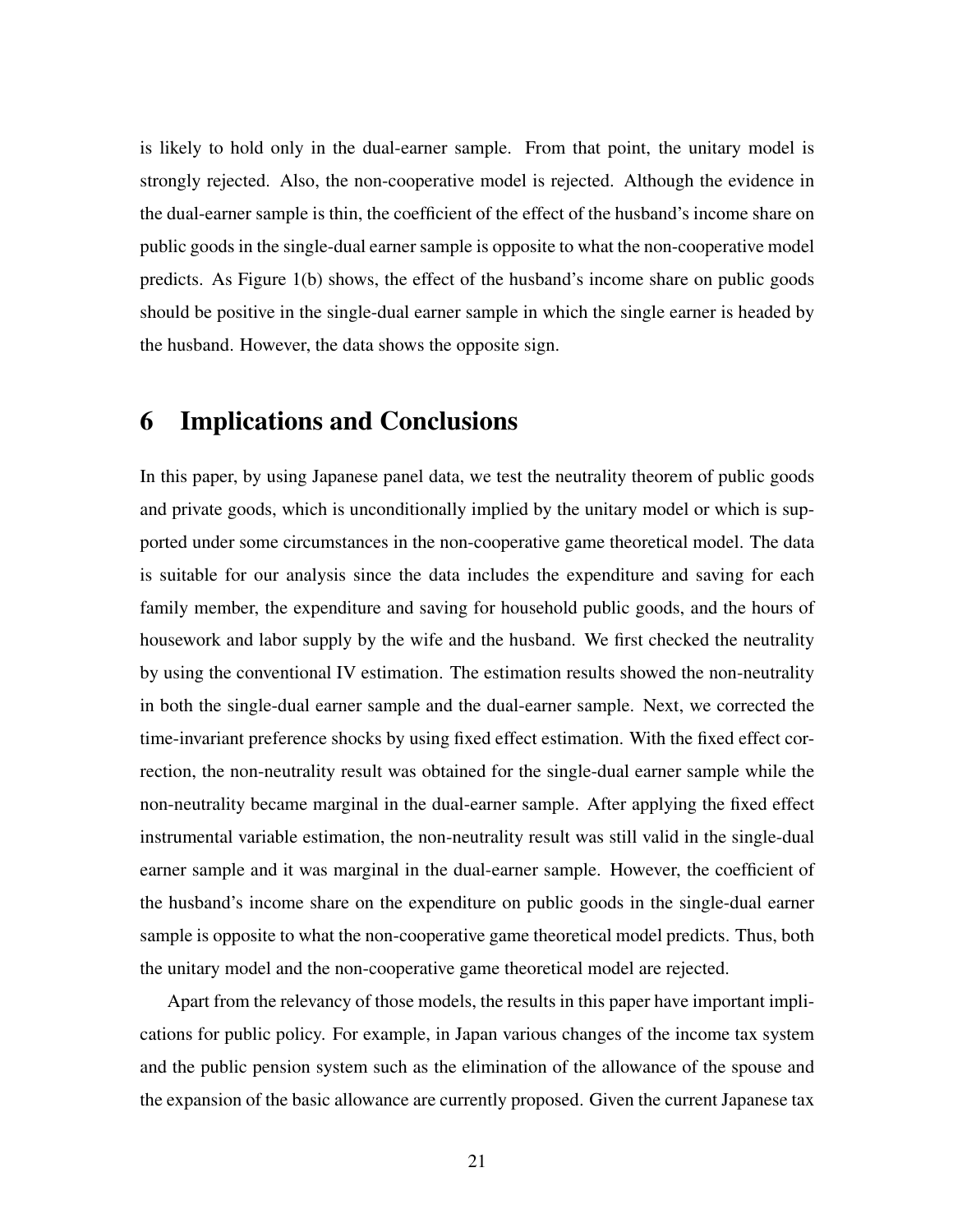is likely to hold only in the dual-earner sample. From that point, the unitary model is strongly rejected. Also, the non-cooperative model is rejected. Although the evidence in the dual-earner sample is thin, the coefficient of the effect of the husband's income share on public goods in the single-dual earner sample is opposite to what the non-cooperative model predicts. As Figure 1(b) shows, the effect of the husband's income share on public goods should be positive in the single-dual earner sample in which the single earner is headed by the husband. However, the data shows the opposite sign.

# 6 Implications and Conclusions

In this paper, by using Japanese panel data, we test the neutrality theorem of public goods and private goods, which is unconditionally implied by the unitary model or which is supported under some circumstances in the non-cooperative game theoretical model. The data is suitable for our analysis since the data includes the expenditure and saving for each family member, the expenditure and saving for household public goods, and the hours of housework and labor supply by the wife and the husband. We first checked the neutrality by using the conventional IV estimation. The estimation results showed the non-neutrality in both the single-dual earner sample and the dual-earner sample. Next, we corrected the time-invariant preference shocks by using fixed effect estimation. With the fixed effect correction, the non-neutrality result was obtained for the single-dual earner sample while the non-neutrality became marginal in the dual-earner sample. After applying the fixed effect instrumental variable estimation, the non-neutrality result was still valid in the single-dual earner sample and it was marginal in the dual-earner sample. However, the coefficient of the husband's income share on the expenditure on public goods in the single-dual earner sample is opposite to what the non-cooperative game theoretical model predicts. Thus, both the unitary model and the non-cooperative game theoretical model are rejected.

Apart from the relevancy of those models, the results in this paper have important implications for public policy. For example, in Japan various changes of the income tax system and the public pension system such as the elimination of the allowance of the spouse and the expansion of the basic allowance are currently proposed. Given the current Japanese tax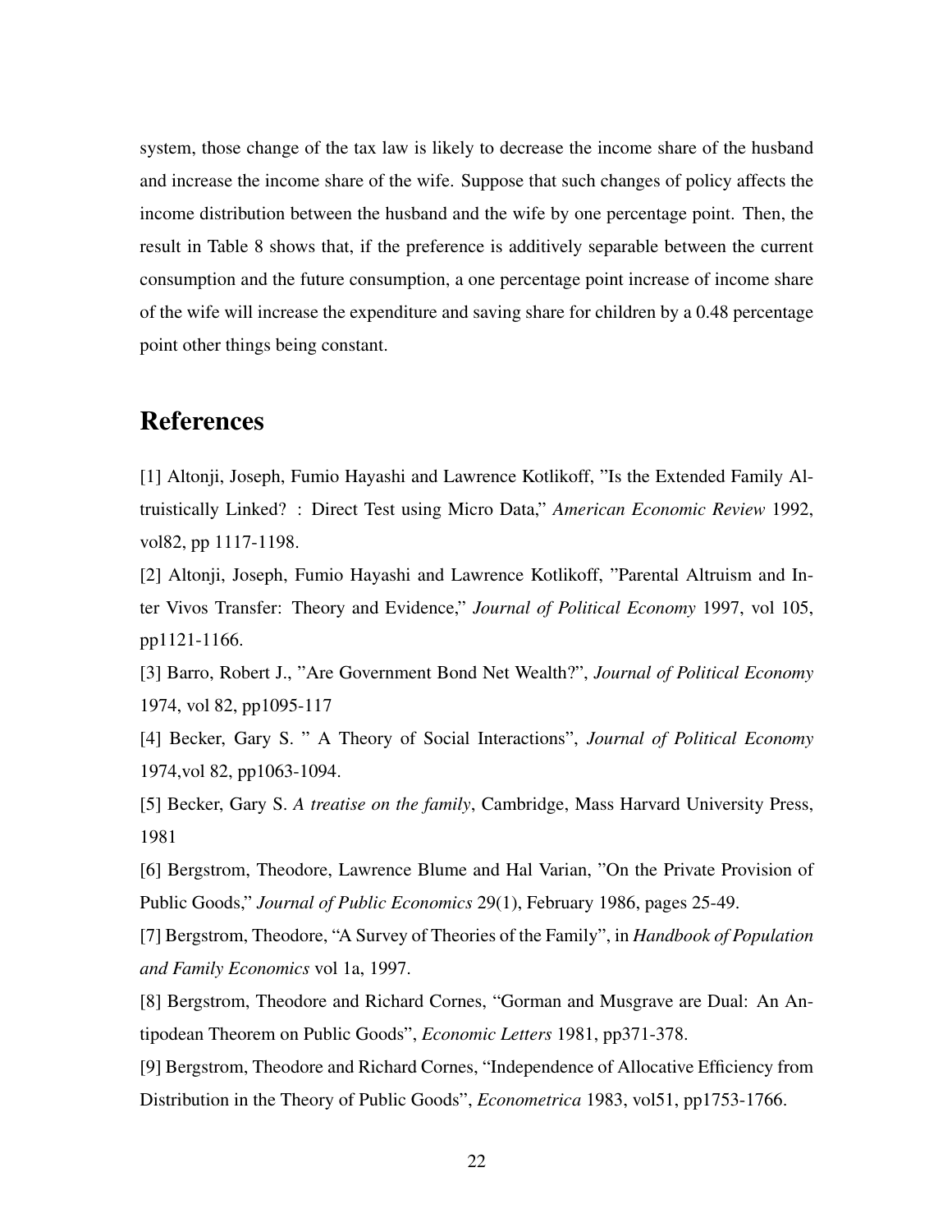system, those change of the tax law is likely to decrease the income share of the husband and increase the income share of the wife. Suppose that such changes of policy affects the income distribution between the husband and the wife by one percentage point. Then, the result in Table 8 shows that, if the preference is additively separable between the current consumption and the future consumption, a one percentage point increase of income share of the wife will increase the expenditure and saving share for children by a 0.48 percentage point other things being constant.

# References

[1] Altonji, Joseph, Fumio Hayashi and Lawrence Kotlikoff, "Is the Extended Family Altruistically Linked? : Direct Test using Micro Data," *American Economic Review* 1992, vol82, pp 1117-1198.

[2] Altonji, Joseph, Fumio Hayashi and Lawrence Kotlikoff, "Parental Altruism and Inter Vivos Transfer: Theory and Evidence," *Journal of Political Economy* 1997, vol 105, pp1121-1166.

[3] Barro, Robert J., "Are Government Bond Net Wealth?", *Journal of Political Economy* 1974, vol 82, pp1095-117

[4] Becker, Gary S. " A Theory of Social Interactions", *Journal of Political Economy* 1974,vol 82, pp1063-1094.

[5] Becker, Gary S. *A treatise on the family*, Cambridge, Mass Harvard University Press, 1981

[6] Bergstrom, Theodore, Lawrence Blume and Hal Varian, "On the Private Provision of Public Goods," *Journal of Public Economics* 29(1), February 1986, pages 25-49.

[7] Bergstrom, Theodore, "A Survey of Theories of the Family", in *Handbook of Population and Family Economics* vol 1a, 1997.

[8] Bergstrom, Theodore and Richard Cornes, "Gorman and Musgrave are Dual: An Antipodean Theorem on Public Goods", *Economic Letters* 1981, pp371-378.

[9] Bergstrom, Theodore and Richard Cornes, "Independence of Allocative Efficiency from Distribution in the Theory of Public Goods", *Econometrica* 1983, vol51, pp1753-1766.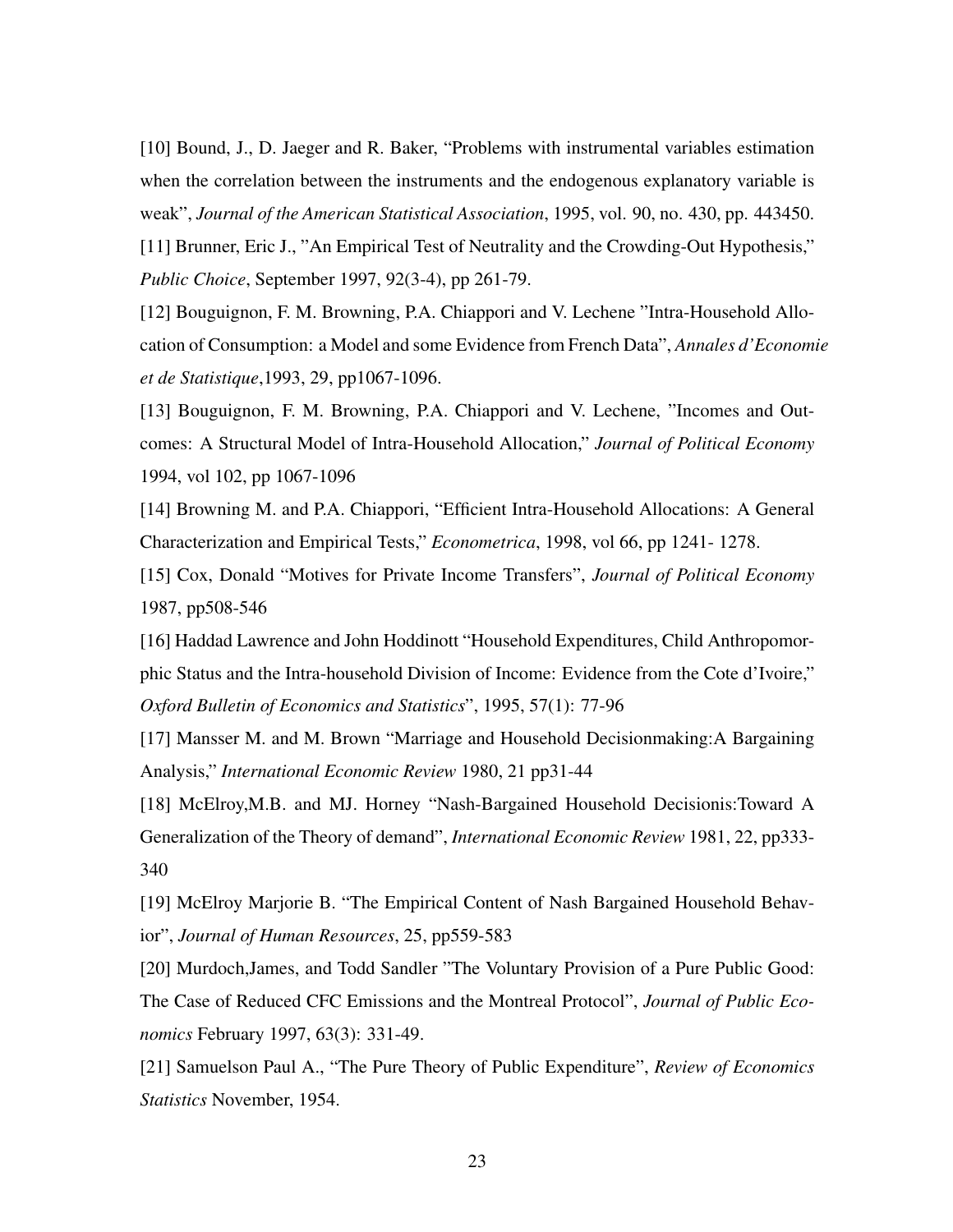[10] Bound, J., D. Jaeger and R. Baker, "Problems with instrumental variables estimation when the correlation between the instruments and the endogenous explanatory variable is weak", *Journal of the American Statistical Association*, 1995, vol. 90, no. 430, pp. 443450.

[11] Brunner, Eric J., "An Empirical Test of Neutrality and the Crowding-Out Hypothesis," *Public Choice*, September 1997, 92(3-4), pp 261-79.

[12] Bouguignon, F. M. Browning, P.A. Chiappori and V. Lechene "Intra-Household Allocation of Consumption: a Model and some Evidence from French Data", *Annales d'Economie et de Statistique*,1993, 29, pp1067-1096.

[13] Bouguignon, F. M. Browning, P.A. Chiappori and V. Lechene, "Incomes and Outcomes: A Structural Model of Intra-Household Allocation," *Journal of Political Economy* 1994, vol 102, pp 1067-1096

[14] Browning M. and P.A. Chiappori, "Efficient Intra-Household Allocations: A General Characterization and Empirical Tests," *Econometrica*, 1998, vol 66, pp 1241- 1278.

[15] Cox, Donald "Motives for Private Income Transfers", *Journal of Political Economy* 1987, pp508-546

[16] Haddad Lawrence and John Hoddinott "Household Expenditures, Child Anthropomorphic Status and the Intra-household Division of Income: Evidence from the Cote d'Ivoire," *Oxford Bulletin of Economics and Statistics*", 1995, 57(1): 77-96

[17] Mansser M. and M. Brown "Marriage and Household Decisionmaking:A Bargaining Analysis," *International Economic Review* 1980, 21 pp31-44

[18] McElroy,M.B. and MJ. Horney "Nash-Bargained Household Decisionis:Toward A Generalization of the Theory of demand", *International Economic Review* 1981, 22, pp333-340

[19] McElroy Marjorie B. "The Empirical Content of Nash Bargained Household Behavior", *Journal of Human Resources*, 25, pp559-583

[20] Murdoch,James, and Todd Sandler "The Voluntary Provision of a Pure Public Good: The Case of Reduced CFC Emissions and the Montreal Protocol", *Journal of Public Economics* February 1997, 63(3): 331-49.

[21] Samuelson Paul A., "The Pure Theory of Public Expenditure", *Review of Economics Statistics* November, 1954.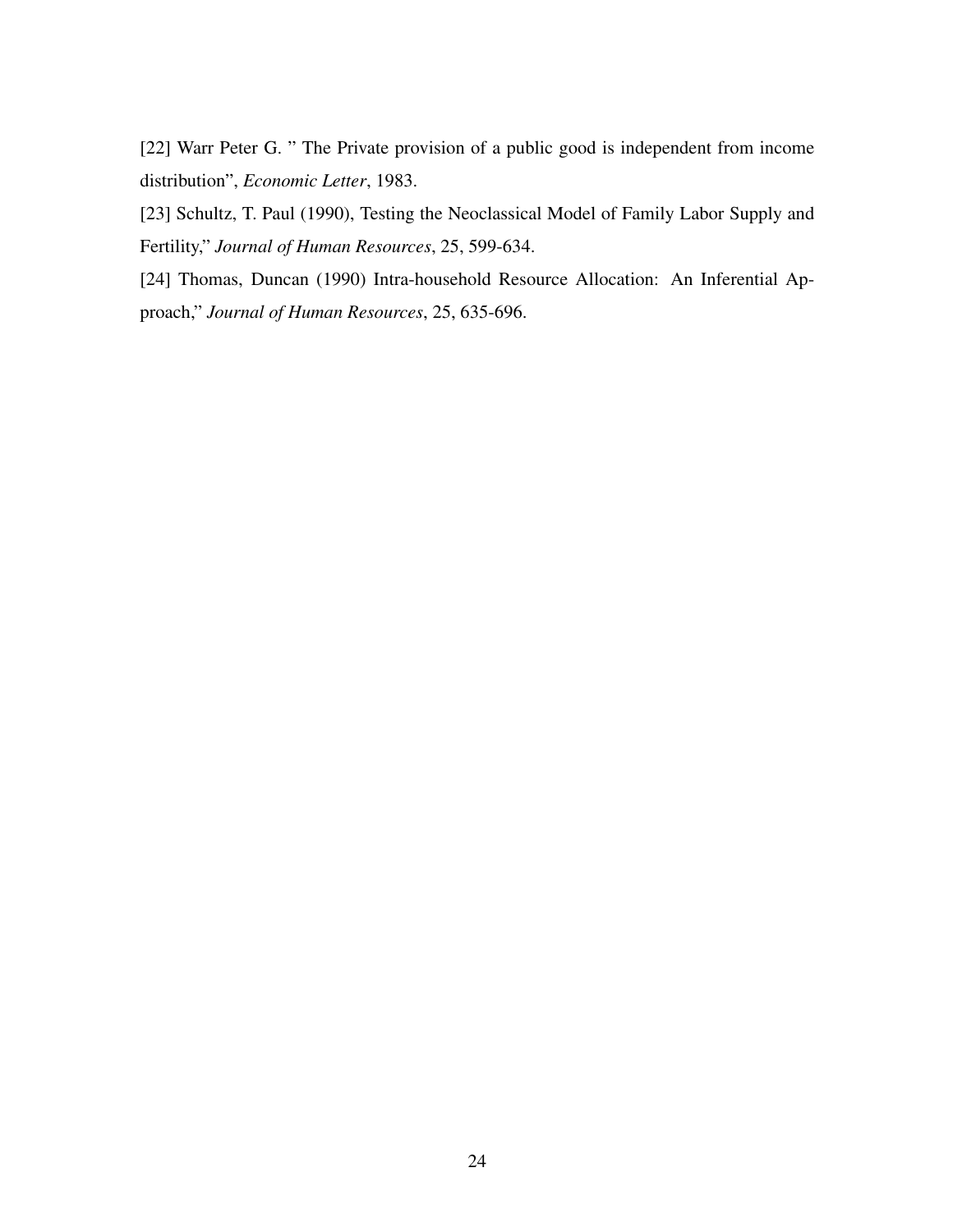[22] Warr Peter G. " The Private provision of a public good is independent from income distribution", *Economic Letter*, 1983.

[23] Schultz, T. Paul (1990), Testing the Neoclassical Model of Family Labor Supply and Fertility," *Journal of Human Resources*, 25, 599-634.

[24] Thomas, Duncan (1990) Intra-household Resource Allocation: An Inferential Approach," *Journal of Human Resources*, 25, 635-696.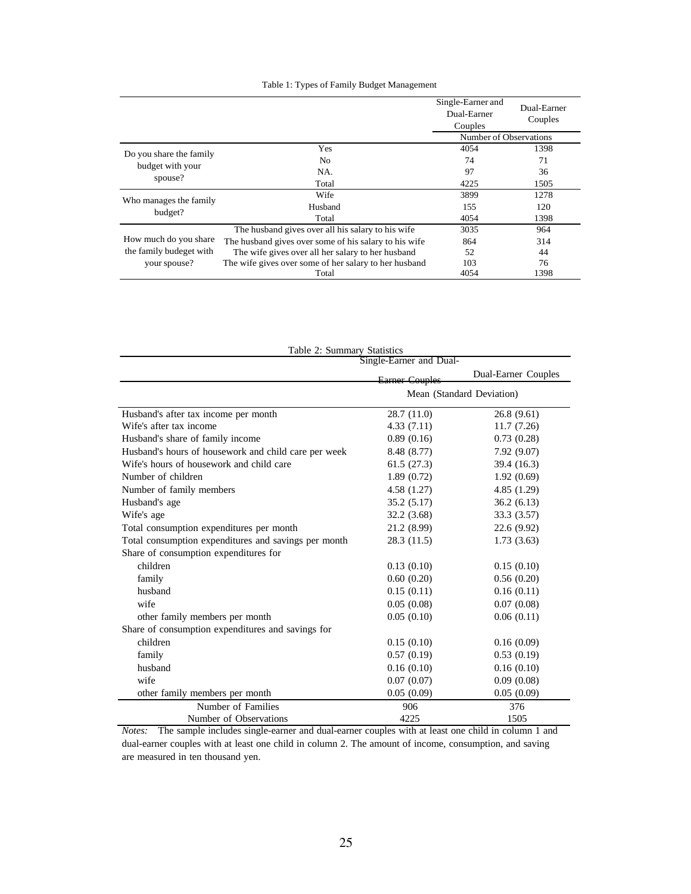Table 1: Types of Family Budget Management

| | | Single-Earner and Dual-Earner Couples | Dual-Earner Couples |
|---|---|---|---|
| | | Number of Observations | |
| Do you share the family budget with your spouse? | Yes | 4054 | 1398 |
| | No | 74 | 71 |
| | NA. | 97 | 36 |
| | Total | 4225 | 1505 |
| Who manages the family budget? | Wife | 3899 | 1278 |
| | Husband | 155 | 120 |
| | Total | 4054 | 1398 |
| How much do you share the family budeget with your spouse? | The husband gives over all his salary to his wife | 3035 | 964 |
| | The husband gives over some of his salary to his wife | 864 | 314 |
| | The wife gives over all her salary to her husband | 52 | 44 |
| | The wife gives over some of her salary to her husband | 103 | 76 |
| | Total | 4054 | 1398 |

Table 2: Summary Statistics

| | Single-Earner and Dual-Earner Couples | Dual-Earner Couples |
|---|---|---|
| | Mean (Standard Deviation) | |
| Husband's after tax income per month | 28.7 (11.0) | 26.8 (9.61) |
| Wife's after tax income | 4.33 (7.11) | 11.7 (7.26) |
| Husband's share of family income | 0.89 (0.16) | 0.73 (0.28) |
| Husband's hours of housework and child care per week | 8.48 (8.77) | 7.92 (9.07) |
| Wife's hours of housework and child care | 61.5 (27.3) | 39.4 (16.3) |
| Number of children | 1.89 (0.72) | 1.92 (0.69) |
| Number of family members | 4.58 (1.27) | 4.85 (1.29) |
| Husband's age | 35.2 (5.17) | 36.2 (6.13) |
| Wife's age | 32.2 (3.68) | 33.3 (3.57) |
| Total consumption expenditures per month | 21.2 (8.99) | 22.6 (9.92) |
| Total consumption expenditures and savings per month | 28.3 (11.5) | 1.73 (3.63) |
| Share of consumption expenditures for | | |
| children | 0.13 (0.10) | 0.15 (0.10) |
| family | 0.60 (0.20) | 0.56 (0.20) |
| husband | 0.15 (0.11) | 0.16 (0.11) |
| wife | 0.05 (0.08) | 0.07 (0.08) |
| other family members per month | 0.05 (0.10) | 0.06 (0.11) |
| Share of consumption expenditures and savings for | | |
| children | 0.15 (0.10) | 0.16 (0.09) |
| family | 0.57 (0.19) | 0.53 (0.19) |
| husband | 0.16 (0.10) | 0.16 (0.10) |
| wife | 0.07 (0.07) | 0.09 (0.08) |
| other family members per month | 0.05 (0.09) | 0.05 (0.09) |
| Number of Families | 906 | 376 |
| Number of Observations | 4225 | 1505 |

*Notes:* The sample includes single-earner and dual-earner couples with at least one child in column 1 and dual-earner couples with at least one child in column 2. The amount of income, consumption, and saving are measured in ten thousand yen.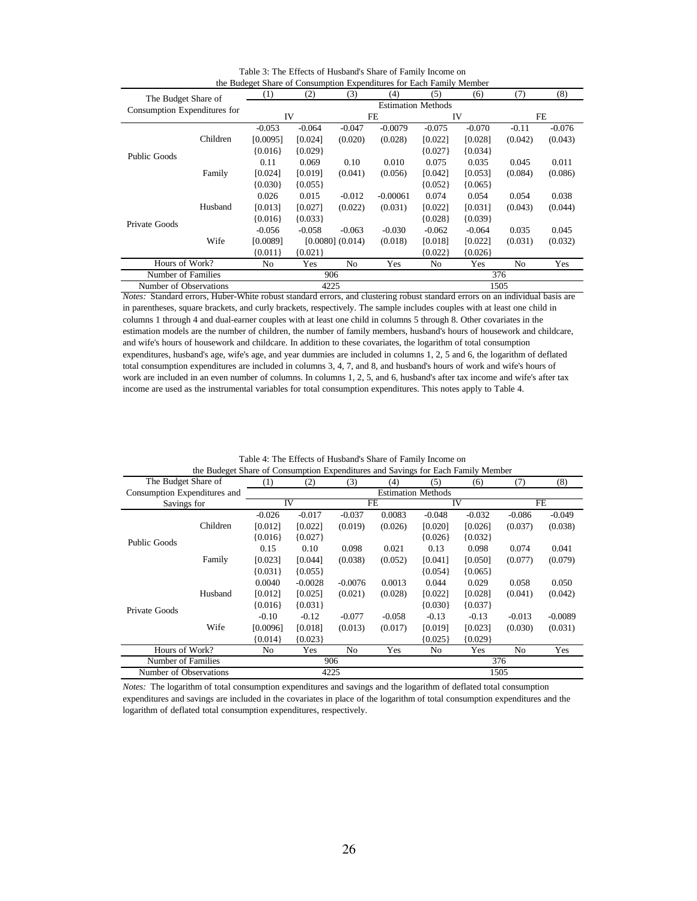Table 3: The Effects of Husband's Share of Family Income on the Budeget Share of Consumption Expenditures for Each Family Member

| The Budget Share of Consumption Expenditures for | | (1) | (2) | (3) | (4) | (5) | (6) | (7) | (8) |
|---|---|---|---|---|---|---|---|---|---|
| | | Estimation Methods | | | | | | | |
| | | IV | | FE | | IV | | FE | |
| Public Goods | Children | -0.053 | -0.064 | -0.047 | -0.0079 | -0.075 | -0.070 | -0.11 | -0.076 |
| | | [0.0095] | [0.024] | (0.020) | (0.028) | [0.022] | [0.028] | (0.042) | (0.043) |
| | | {0.016} | {0.029} | | | {0.027} | {0.034} | | |
| | Family | 0.11 | 0.069 | 0.10 | 0.010 | 0.075 | 0.035 | 0.045 | 0.011 |
| | | [0.024] | [0.019] | (0.041) | (0.056) | [0.042] | [0.053] | (0.084) | (0.086) |
| | | {0.030} | {0.055} | | | {0.052} | {0.065} | | |
| Private Goods | Husband | 0.026 | 0.015 | -0.012 | -0.00061 | 0.074 | 0.054 | 0.054 | 0.038 |
| | | [0.013] | [0.027] | (0.022) | (0.031) | [0.022] | [0.031] | (0.043) | (0.044) |
| | | {0.016} | {0.033} | | | {0.028} | {0.039} | | |
| | Wife | -0.056 | -0.058 | -0.063 | -0.030 | -0.062 | -0.064 | 0.035 | 0.045 |
| | | [0.0089] | [0.0080] | (0.014) | (0.018) | [0.018] | [0.022] | (0.031) | (0.032) |
| | | {0.011} | {0.021} | | | {0.022} | {0.026} | | |
| Hours of Work? | | No | Yes | No | Yes | No | Yes | No | Yes |
| Number of Families | | 906 | | | | 376 | | | |
| Number of Observations | | 4225 | | | | 1505 | | | |

*Notes:* Standard errors, Huber-White robust standard errors, and clustering robust standard errors on an individual basis are in parentheses, square brackets, and curly brackets, respectively. The sample includes couples with at least one child in columns 1 through 4 and dual-earner couples with at least one child in columns 5 through 8. Other covariates in the estimation models are the number of children, the number of family members, husband's hours of housework and childcare, and wife's hours of housework and childcare. In addition to these covariates, the logarithm of total consumption expenditures, husband's age, wife's age, and year dummies are included in columns 1, 2, 5 and 6, the logarithm of deflated total consumption expenditures are included in columns 3, 4, 7, and 8, and husband's hours of work and wife's hours of work are included in an even number of columns. In columns 1, 2, 5, and 6, husband's after tax income and wife's after tax income are used as the instrumental variables for total consumption expenditures. This notes apply to Table 4.

Table 4: The Effects of Husband's Share of Family Income on the Budeget Share of Consumption Expenditures and Savings for Each Family Member

| The Budget Share of Consumption Expenditures and Savings for | | (1) | (2) | (3) | (4) | (5) | (6) | (7) | (8) |
|---|---|---|---|---|---|---|---|---|---|
| | | Estimation Methods | | | | | | | |
| | | IV | | FE | | IV | | FE | |
| Public Goods | Children | -0.026 | -0.017 | -0.037 | 0.0083 | -0.048 | -0.032 | -0.086 | -0.049 |
| | | [0.012] | [0.022] | (0.019) | (0.026) | [0.020] | [0.026] | (0.037) | (0.038) |
| | | {0.016} | {0.027} | | | {0.026} | {0.032} | | |
| | Family | 0.15 | 0.10 | 0.098 | 0.021 | 0.13 | 0.098 | 0.074 | 0.041 |
| | | [0.023] | [0.044] | (0.038) | (0.052) | [0.041] | [0.050] | (0.077) | (0.079) |
| | | {0.031} | {0.055} | | | {0.054} | {0.065} | | |
| Private Goods | Husband | 0.0040 | -0.0028 | -0.0076 | 0.0013 | 0.044 | 0.029 | 0.058 | 0.050 |
| | | [0.012] | [0.025] | (0.021) | (0.028) | [0.022] | [0.028] | (0.041) | (0.042) |
| | | {0.016} | {0.031} | | | {0.030} | {0.037} | | |
| | Wife | -0.10 | -0.12 | -0.077 | -0.058 | -0.13 | -0.13 | -0.013 | -0.0089 |
| | | [0.0096] | [0.018] | (0.013) | (0.017) | [0.019] | [0.023] | (0.030) | (0.031) |
| | | {0.014} | {0.023} | | | {0.025} | {0.029} | | |
| Hours of Work? | | No | Yes | No | Yes | No | Yes | No | Yes |
| Number of Families | | 906 | | | | 376 | | | |
| Number of Observations | | 4225 | | | | 1505 | | | |

*Notes:* The logarithm of total consumption expenditures and savings and the logarithm of deflated total consumption expenditures and savings are included in the covariates in place of the logarithm of total consumption expenditures and the logarithm of deflated total consumption expenditures, respectively.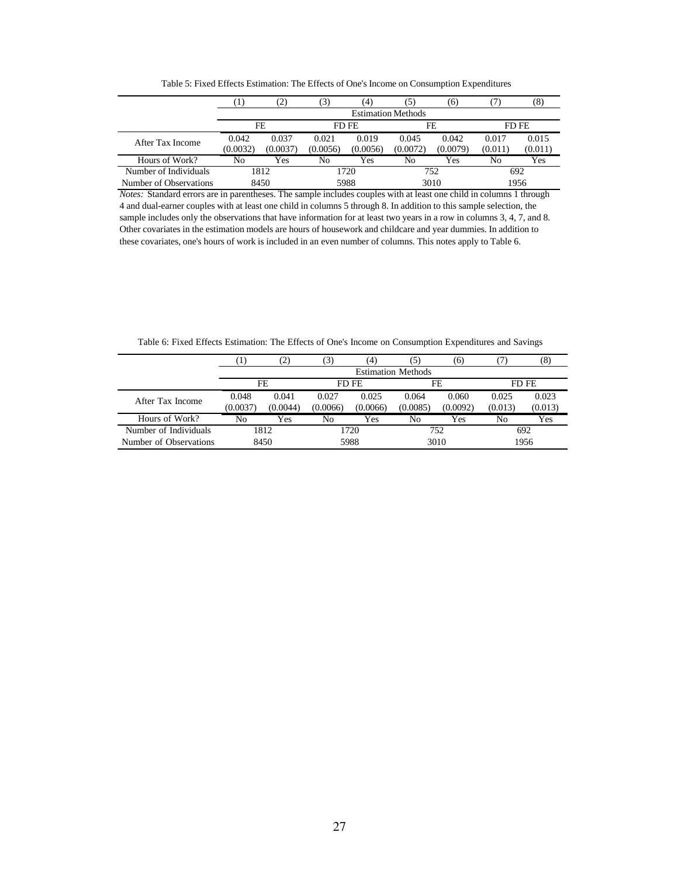Table 5: Fixed Effects Estimation: The Effects of One's Income on Consumption Expenditures

| | (1) | (2) | (3) | (4) | (5) | (6) | (7) | (8) |
|---|---|---|---|---|---|---|---|---|
| | Estimation Methods | | | | | | | |
| | FE | | FD FE | | FE | | FD FE | |
| After Tax Income | 0.042<br>(0.0032) | 0.037<br>(0.0037) | 0.021<br>(0.0056) | 0.019<br>(0.0056) | 0.045<br>(0.0072) | 0.042<br>(0.0079) | 0.017<br>(0.011) | 0.015<br>(0.011) |
| Hours of Work? | No | Yes | No | Yes | No | Yes | No | Yes |
| Number of Individuals | 1812 | | 1720 | | 752 | | 692 | |
| Number of Observations | 8450 | | 5988 | | 3010 | | 1956 | |

*Notes:* Standard errors are in parentheses. The sample includes couples with at least one child in columns 1 through 4 and dual-earner couples with at least one child in columns 5 through 8. In addition to this sample selection, the sample includes only the observations that have information for at least two years in a row in columns 3, 4, 7, and 8. Other covariates in the estimation models are hours of housework and childcare and year dummies. In addition to these covariates, one's hours of work is included in an even number of columns. This notes apply to Table 6.

Table 6: Fixed Effects Estimation: The Effects of One's Income on Consumption Expenditures and Savings

| | (1) | (2) | (3) | (4) | (5) | (6) | (7) | (8) |
|---|---|---|---|---|---|---|---|---|
| | Estimation Methods | | | | | | | |
| | FE | | FD FE | | FE | | FD FE | |
| After Tax Income | 0.048<br>(0.0037) | 0.041<br>(0.0044) | 0.027<br>(0.0066) | 0.025<br>(0.0066) | 0.064<br>(0.0085) | 0.060<br>(0.0092) | 0.025<br>(0.013) | 0.023<br>(0.013) |
| Hours of Work? | No | Yes | No | Yes | No | Yes | No | Yes |
| Number of Individuals | 1812 | | 1720 | | 752 | | 692 | |
| Number of Observations | 8450 | | 5988 | | 3010 | | 1956 | |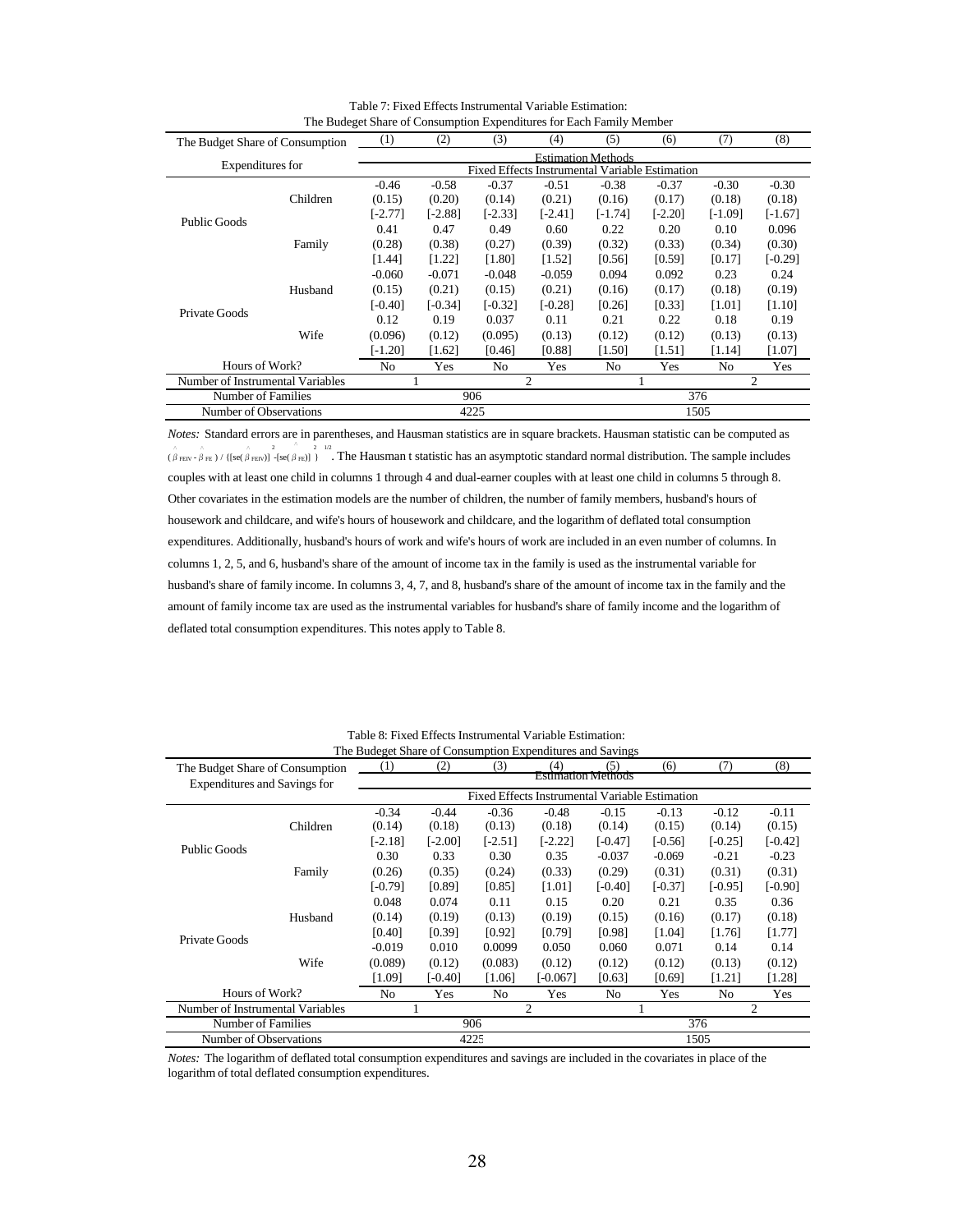Table 7: Fixed Effects Instrumental Variable Estimation:
The Budeget Share of Consumption Expenditures for Each Family Member

| The Budget Share of Consumption Expenditures for | | (1) | (2) | (3) | (4) | (5) | (6) | (7) | (8) |
|---|---|---|---|---|---|---|---|---|---|
| | | Estimation Methods | | | | | | | |
| | | Fixed Effects Instrumental Variable Estimation | | | | | | | |
| Public Goods | Children | -0.46 | -0.58 | -0.37 | -0.51 | -0.38 | -0.37 | -0.30 | -0.30 |
| | | (0.15) | (0.20) | (0.14) | (0.21) | (0.16) | (0.17) | (0.18) | (0.18) |
| | | [-2.77] | [-2.88] | [-2.33] | [-2.41] | [-1.74] | [-2.20] | [-1.09] | [-1.67] |
| | Family | 0.41 | 0.47 | 0.49 | 0.60 | 0.22 | 0.20 | 0.10 | 0.096 |
| | | (0.28) | (0.38) | (0.27) | (0.39) | (0.32) | (0.33) | (0.34) | (0.30) |
| | | [1.44] | [1.22] | [1.80] | [1.52] | [0.56] | [0.59] | [0.17] | [-0.29] |
| Private Goods | Husband | -0.060 | -0.071 | -0.048 | -0.059 | 0.094 | 0.092 | 0.23 | 0.24 |
| | | (0.15) | (0.21) | (0.15) | (0.21) | (0.16) | (0.17) | (0.18) | (0.19) |
| | | [-0.40] | [-0.34] | [-0.32] | [-0.28] | [0.26] | [0.33] | [1.01] | [1.10] |
| | Wife | 0.12 | 0.19 | 0.037 | 0.11 | 0.21 | 0.22 | 0.18 | 0.19 |
| | | (0.096) | (0.12) | (0.095) | (0.13) | (0.12) | (0.12) | (0.13) | (0.13) |
| | | [-1.20] | [1.62] | [0.46] | [0.88] | [1.50] | [1.51] | [1.14] | [1.07] |
| Hours of Work? | | No | Yes | No | Yes | No | Yes | No | Yes |
| Number of Instrumental Variables | | 1 | | 2 | | 1 | | 2 | |
| Number of Families | | 906 | | | | 376 | | | |
| Number of Observations | | 4225 | | | | 1505 | | | |

*Notes:* Standard errors are in parentheses, and Hausman statistics are in square brackets. Hausman statistic can be computed as $(\hat{\beta}_{FEIV} - \hat{\beta}_{FE}) / \{[se(\hat{\beta}_{FEIV})]^2 - [se(\hat{\beta}_{FE})]^2\}^{1/2}$. The Hausman t statistic has an asymptotic standard normal distribution. The sample includes couples with at least one child in columns 1 through 4 and dual-earner couples with at least one child in columns 5 through 8. Other covariates in the estimation models are the number of children, the number of family members, husband's hours of housework and childcare, and wife's hours of housework and childcare, and the logarithm of deflated total consumption expenditures. Additionally, husband's hours of work and wife's hours of work are included in an even number of columns. In columns 1, 2, 5, and 6, husband's share of the amount of income tax in the family is used as the instrumental variable for husband's share of family income. In columns 3, 4, 7, and 8, husband's share of the amount of income tax in the family and the amount of family income tax are used as the instrumental variables for husband's share of family income and the logarithm of deflated total consumption expenditures. This notes apply to Table 8.

Table 8: Fixed Effects Instrumental Variable Estimation:
The Budeget Share of Consumption Expenditures and Savings

| The Budget Share of Consumption Expenditures and Savings for | | (1) | (2) | (3) | (4) | (5) | (6) | (7) | (8) |
|---|---|---|---|---|---|---|---|---|---|
| | | Estimation Methods | | | | | | | |
| | | Fixed Effects Instrumental Variable Estimation | | | | | | | |
| Public Goods | Children | -0.34 | -0.44 | -0.36 | -0.48 | -0.15 | -0.13 | -0.12 | -0.11 |
| | | (0.14) | (0.18) | (0.13) | (0.18) | (0.14) | (0.15) | (0.14) | (0.15) |
| | | [-2.18] | [-2.00] | [-2.51] | [-2.22] | [-0.47] | [-0.56] | [-0.25] | [-0.42] |
| | Family | 0.30 | 0.33 | 0.30 | 0.35 | -0.037 | -0.069 | -0.21 | -0.23 |
| | | (0.26) | (0.35) | (0.24) | (0.33) | (0.29) | (0.31) | (0.31) | (0.31) |
| | | [-0.79] | [0.89] | [0.85] | [1.01] | [-0.40] | [-0.37] | [-0.95] | [-0.90] |
| Private Goods | Husband | 0.048 | 0.074 | 0.11 | 0.15 | 0.20 | 0.21 | 0.35 | 0.36 |
| | | (0.14) | (0.19) | (0.13) | (0.19) | (0.15) | (0.16) | (0.17) | (0.18) |
| | | [0.40] | [0.39] | [0.92] | [0.79] | [0.98] | [1.04] | [1.76] | [1.77] |
| | Wife | -0.019 | 0.010 | 0.0099 | 0.050 | 0.060 | 0.071 | 0.14 | 0.14 |
| | | (0.089) | (0.12) | (0.083) | (0.12) | (0.12) | (0.12) | (0.13) | (0.12) |
| | | [1.09] | [-0.40] | [1.06] | [-0.067] | [0.63] | [0.69] | [1.21] | [1.28] |
| Hours of Work? | | No | Yes | No | Yes | No | Yes | No | Yes |
| Number of Instrumental Variables | | 1 | | 2 | | 1 | | 2 | |
| Number of Families | | 906 | | | | 376 | | | |
| Number of Observations | | 4225 | | | | 1505 | | | |

*Notes:* The logarithm of deflated total consumption expenditures and savings are included in the covariates in place of the logarithm of total deflated consumption expenditures.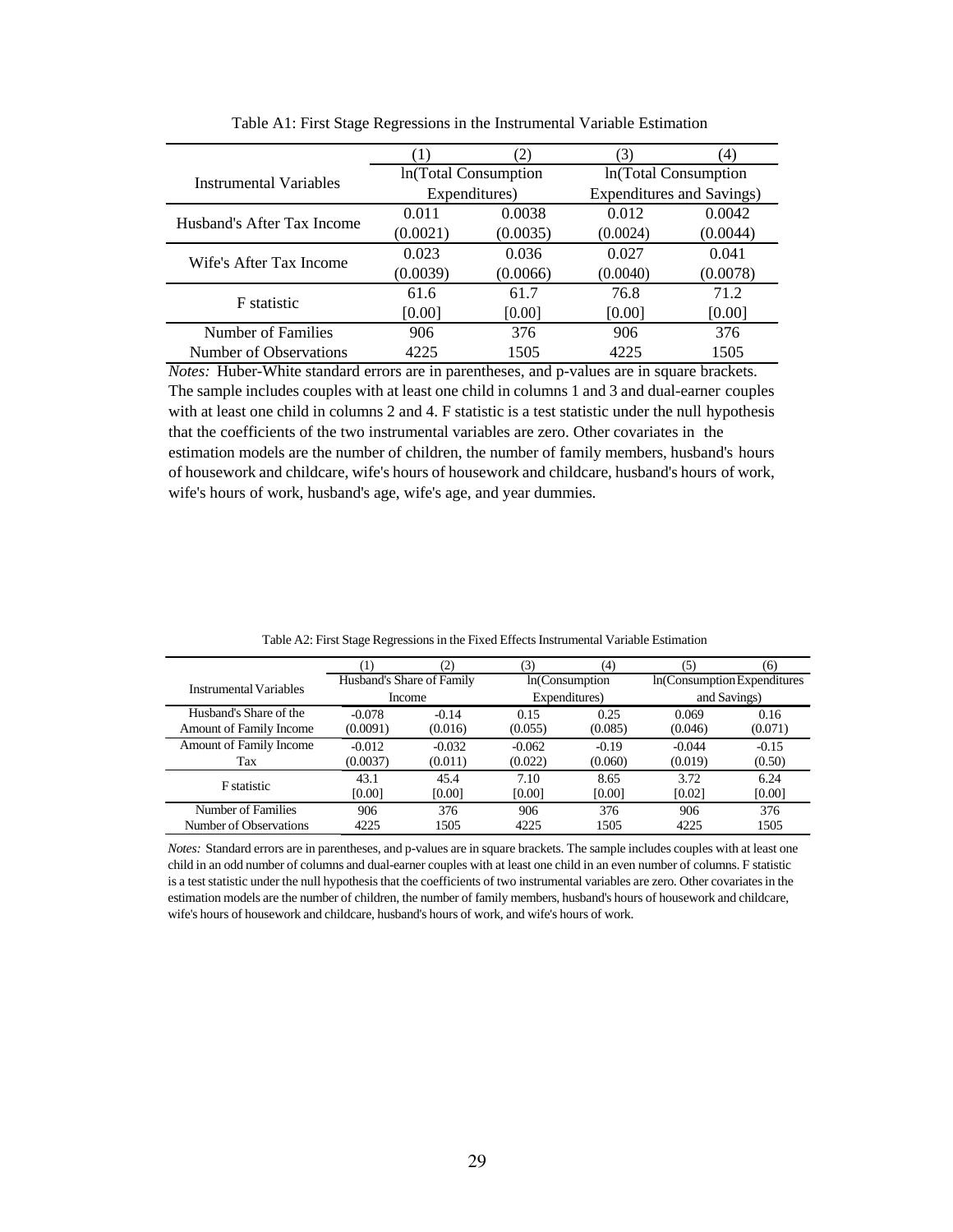Table A1: First Stage Regressions in the Instrumental Variable Estimation

| Instrumental Variables | (1) | (2) | (3) | (4) |
|---|---|---|---|---|
| | ln(Total Consumption Expenditures) | | ln(Total Consumption Expenditures and Savings) | |
| Husband's After Tax Income | 0.011 | 0.0038 | 0.012 | 0.0042 |
| | (0.0021) | (0.0035) | (0.0024) | (0.0044) |
| Wife's After Tax Income | 0.023 | 0.036 | 0.027 | 0.041 |
| | (0.0039) | (0.0066) | (0.0040) | (0.0078) |
| F statistic | 61.6 | 61.7 | 76.8 | 71.2 |
| | [0.00] | [0.00] | [0.00] | [0.00] |
| Number of Families | 906 | 376 | 906 | 376 |
| Number of Observations | 4225 | 1505 | 4225 | 1505 |

*Notes:* Huber-White standard errors are in parentheses, and p-values are in square brackets. The sample includes couples with at least one child in columns 1 and 3 and dual-earner couples with at least one child in columns 2 and 4. F statistic is a test statistic under the null hypothesis that the coefficients of the two instrumental variables are zero. Other covariates in the estimation models are the number of children, the number of family members, husband's hours of housework and childcare, wife's hours of housework and childcare, husband's hours of work, wife's hours of work, husband's age, wife's age, and year dummies.

Table A2: First Stage Regressions in the Fixed Effects Instrumental Variable Estimation

| Instrumental Variables | (1) | (2) | (3) | (4) | (5) | (6) |
|---|---|---|---|---|---|---|
| | Husband's Share of Family Income | | ln(Consumption Expenditures) | | ln(Consumption Expenditures and Savings) | |
| Husband's Share of the Amount of Family Income | -0.078 | -0.14 | 0.15 | 0.25 | 0.069 | 0.16 |
| | (0.0091) | (0.016) | (0.055) | (0.085) | (0.046) | (0.071) |
| Amount of Family Income Tax | -0.012 | -0.032 | -0.062 | -0.19 | -0.044 | -0.15 |
| | (0.0037) | (0.011) | (0.022) | (0.060) | (0.019) | (0.50) |
| F statistic | 43.1 | 45.4 | 7.10 | 8.65 | 3.72 | 6.24 |
| | [0.00] | [0.00] | [0.00] | [0.00] | [0.02] | [0.00] |
| Number of Families | 906 | 376 | 906 | 376 | 906 | 376 |
| Number of Observations | 4225 | 1505 | 4225 | 1505 | 4225 | 1505 |

*Notes:* Standard errors are in parentheses, and p-values are in square brackets. The sample includes couples with at least one child in an odd number of columns and dual-earner couples with at least one child in an even number of columns. F statistic is a test statistic under the null hypothesis that the coefficients of two instrumental variables are zero. Other covariates in the estimation models are the number of children, the number of family members, husband's hours of housework and childcare, wife's hours of housework and childcare, husband's hours of work, and wife's hours of work.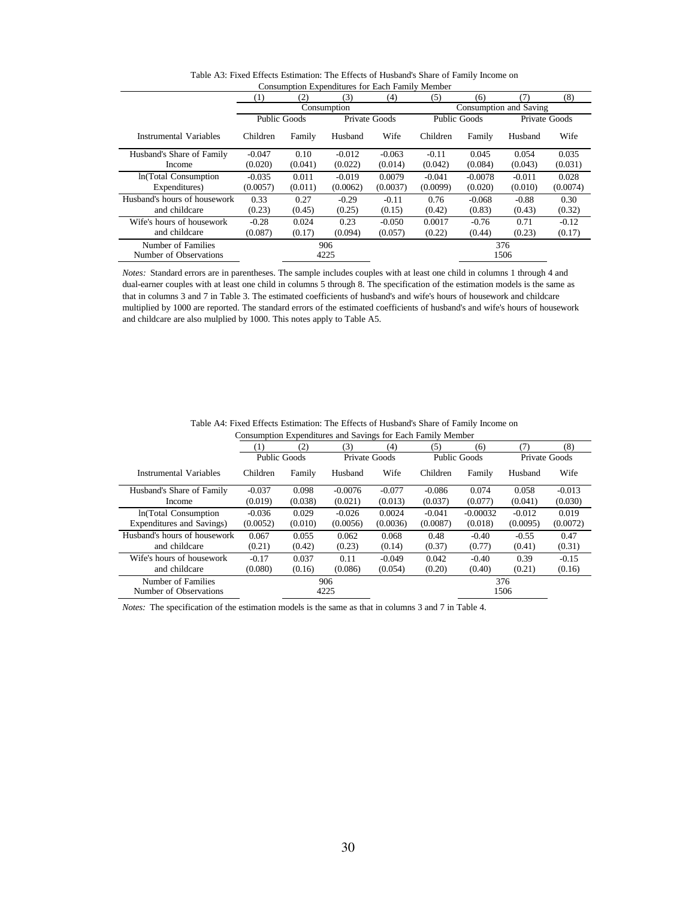Table A3: Fixed Effects Estimation: The Effects of Husband's Share of Family Income on Consumption Expenditures for Each Family Member

| | (1) | (2) | (3) | (4) | (5) | (6) | (7) | (8) |
|---|---|---|---|---|---|---|---|---|
| | Consumption | | | | Consumption and Saving | | | |
| | Public Goods | | Private Goods | | Public Goods | | Private Goods | |
| Instrumental Variables | Children | Family | Husband | Wife | Children | Family | Husband | Wife |
| Husband's Share of Family Income | -0.047 | 0.10 | -0.012 | -0.063 | -0.11 | 0.045 | 0.054 | 0.035 |
| | (0.020) | (0.041) | (0.022) | (0.014) | (0.042) | (0.084) | (0.043) | (0.031) |
| ln(Total Consumption Expenditures) | -0.035 | 0.011 | -0.019 | 0.0079 | -0.041 | -0.0078 | -0.011 | 0.028 |
| | (0.0057) | (0.011) | (0.0062) | (0.0037) | (0.0099) | (0.020) | (0.010) | (0.0074) |
| Husband's hours of housework and childcare | 0.33 | 0.27 | -0.29 | -0.11 | 0.76 | -0.068 | -0.88 | 0.30 |
| | (0.23) | (0.45) | (0.25) | (0.15) | (0.42) | (0.83) | (0.43) | (0.32) |
| Wife's hours of housework and childcare | -0.28 | 0.024 | 0.23 | -0.050 | 0.0017 | -0.76 | 0.71 | -0.12 |
| | (0.087) | (0.17) | (0.094) | (0.057) | (0.22) | (0.44) | (0.23) | (0.17) |
| Number of Families | | | 906 | | | | 376 | |
| Number of Observations | | | 4225 | | | | 1506 | |

*Notes:* Standard errors are in parentheses. The sample includes couples with at least one child in columns 1 through 4 and dual-earner couples with at least one child in columns 5 through 8. The specification of the estimation models is the same as that in columns 3 and 7 in Table 3. The estimated coefficients of husband's and wife's hours of housework and childcare multiplied by 1000 are reported. The standard errors of the estimated coefficients of husband's and wife's hours of housework and childcare are also mulplied by 1000. This notes apply to Table A5.

Table A4: Fixed Effects Estimation: The Effects of Husband's Share of Family Income on Consumption Expenditures and Savings for Each Family Member

| | (1) | (2) | (3) | (4) | (5) | (6) | (7) | (8) |
|---|---|---|---|---|---|---|---|---|
| | Public Goods | | Private Goods | | Public Goods | | Private Goods | |
| Instrumental Variables | Children | Family | Husband | Wife | Children | Family | Husband | Wife |
| Husband's Share of Family Income | -0.037 | 0.098 | -0.0076 | -0.077 | -0.086 | 0.074 | 0.058 | -0.013 |
| | (0.019) | (0.038) | (0.021) | (0.013) | (0.037) | (0.077) | (0.041) | (0.030) |
| ln(Total Consumption Expenditures and Savings) | -0.036 | 0.029 | -0.026 | 0.0024 | -0.041 | -0.00032 | -0.012 | 0.019 |
| | (0.0052) | (0.010) | (0.0056) | (0.0036) | (0.0087) | (0.018) | (0.0095) | (0.0072) |
| Husband's hours of housework and childcare | 0.067 | 0.055 | 0.062 | 0.068 | 0.48 | -0.40 | -0.55 | 0.47 |
| | (0.21) | (0.42) | (0.23) | (0.14) | (0.37) | (0.77) | (0.41) | (0.31) |
| Wife's hours of housework and childcare | -0.17 | 0.037 | 0.11 | -0.049 | 0.042 | -0.40 | 0.39 | -0.15 |
| | (0.080) | (0.16) | (0.086) | (0.054) | (0.20) | (0.40) | (0.21) | (0.16) |
| Number of Families | | | 906 | | | | 376 | |
| Number of Observations | | | 4225 | | | | 1506 | |

*Notes:* The specification of the estimation models is the same as that in columns 3 and 7 in Table 4.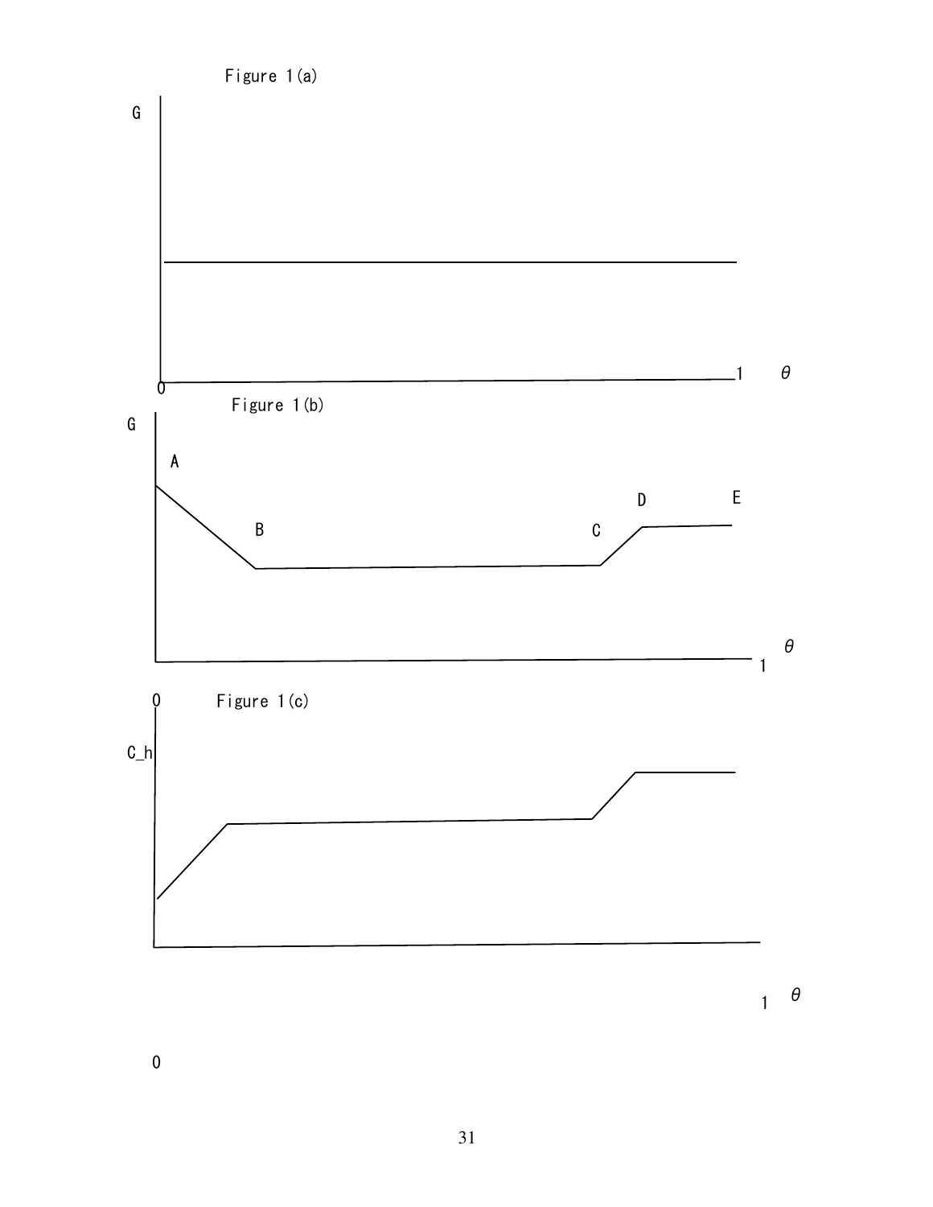Figure 1(a)

G

0

1 $\theta$

Figure 1(b)

G

A

B

C

D

E

1 $\theta$

0

Figure 1(c)

C_h

1 $\theta$

0